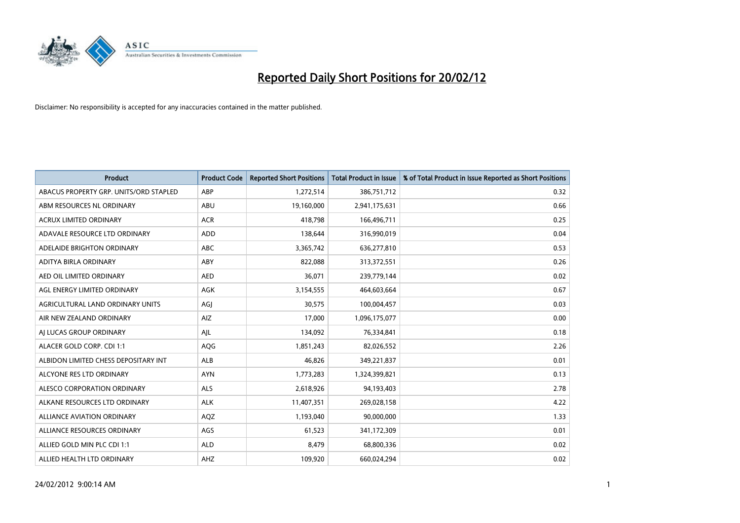# Reported Daily Short Positions for 20/02/12

Disclaimer: No responsibility is accepted for any inaccuracies contained in the matter published.

| Product | Product Code | Reported Short Positions | Total Product in Issue | % of Total Product in Issue Reported as Short Positions |
|---|---|---|---|---|
| ABACUS PROPERTY GRP. UNITS/ORD STAPLED | ABP | 1,272,514 | 386,751,712 | 0.32 |
| ABM RESOURCES NL ORDINARY | ABU | 19,160,000 | 2,941,175,631 | 0.66 |
| ACRUX LIMITED ORDINARY | ACR | 418,798 | 166,496,711 | 0.25 |
| ADAVALE RESOURCE LTD ORDINARY | ADD | 138,644 | 316,990,019 | 0.04 |
| ADELAIDE BRIGHTON ORDINARY | ABC | 3,365,742 | 636,277,810 | 0.53 |
| ADITYA BIRLA ORDINARY | ABY | 822,088 | 313,372,551 | 0.26 |
| AED OIL LIMITED ORDINARY | AED | 36,071 | 239,779,144 | 0.02 |
| AGL ENERGY LIMITED ORDINARY | AGK | 3,154,555 | 464,603,664 | 0.67 |
| AGRICULTURAL LAND ORDINARY UNITS | AGJ | 30,575 | 100,004,457 | 0.03 |
| AIR NEW ZEALAND ORDINARY | AIZ | 17,000 | 1,096,175,077 | 0.00 |
| AJ LUCAS GROUP ORDINARY | AJL | 134,092 | 76,334,841 | 0.18 |
| ALACER GOLD CORP. CDI 1:1 | AQG | 1,851,243 | 82,026,552 | 2.26 |
| ALBIDON LIMITED CHESS DEPOSITARY INT | ALB | 46,826 | 349,221,837 | 0.01 |
| ALCYONE RES LTD ORDINARY | AYN | 1,773,283 | 1,324,399,821 | 0.13 |
| ALESCO CORPORATION ORDINARY | ALS | 2,618,926 | 94,193,403 | 2.78 |
| ALKANE RESOURCES LTD ORDINARY | ALK | 11,407,351 | 269,028,158 | 4.22 |
| ALLIANCE AVIATION ORDINARY | AQZ | 1,193,040 | 90,000,000 | 1.33 |
| ALLIANCE RESOURCES ORDINARY | AGS | 61,523 | 341,172,309 | 0.01 |
| ALLIED GOLD MIN PLC CDI 1:1 | ALD | 8,479 | 68,800,336 | 0.02 |
| ALLIED HEALTH LTD ORDINARY | AHZ | 109,920 | 660,024,294 | 0.02 |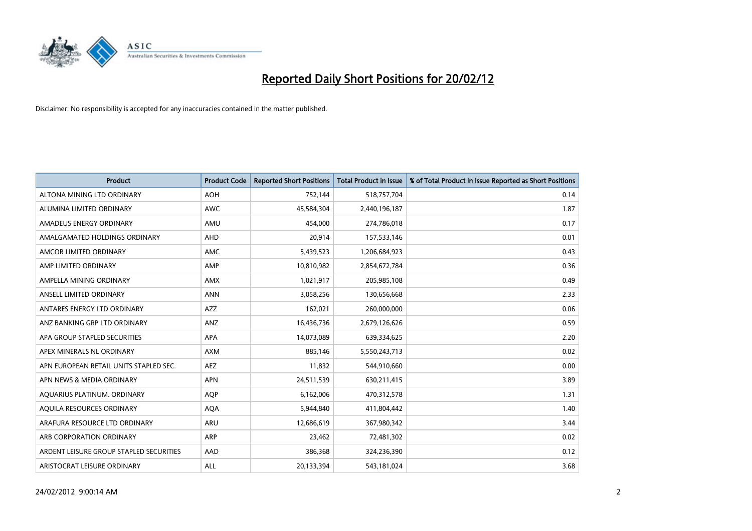# Reported Daily Short Positions for 20/02/12

Disclaimer: No responsibility is accepted for any inaccuracies contained in the matter published.

| Product | Product Code | Reported Short Positions | Total Product in Issue | % of Total Product in Issue Reported as Short Positions |
|---|---|---|---|---|
| ALTONA MINING LTD ORDINARY | AOH | 752,144 | 518,757,704 | 0.14 |
| ALUMINA LIMITED ORDINARY | AWC | 45,584,304 | 2,440,196,187 | 1.87 |
| AMADEUS ENERGY ORDINARY | AMU | 454,000 | 274,786,018 | 0.17 |
| AMALGAMATED HOLDINGS ORDINARY | AHD | 20,914 | 157,533,146 | 0.01 |
| AMCOR LIMITED ORDINARY | AMC | 5,439,523 | 1,206,684,923 | 0.43 |
| AMP LIMITED ORDINARY | AMP | 10,810,982 | 2,854,672,784 | 0.36 |
| AMPELLA MINING ORDINARY | AMX | 1,021,917 | 205,985,108 | 0.49 |
| ANSELL LIMITED ORDINARY | ANN | 3,058,256 | 130,656,668 | 2.33 |
| ANTARES ENERGY LTD ORDINARY | AZZ | 162,021 | 260,000,000 | 0.06 |
| ANZ BANKING GRP LTD ORDINARY | ANZ | 16,436,736 | 2,679,126,626 | 0.59 |
| APA GROUP STAPLED SECURITIES | APA | 14,073,089 | 639,334,625 | 2.20 |
| APEX MINERALS NL ORDINARY | AXM | 885,146 | 5,550,243,713 | 0.02 |
| APN EUROPEAN RETAIL UNITS STAPLED SEC. | AEZ | 11,832 | 544,910,660 | 0.00 |
| APN NEWS & MEDIA ORDINARY | APN | 24,511,539 | 630,211,415 | 3.89 |
| AQUARIUS PLATINUM. ORDINARY | AQP | 6,162,006 | 470,312,578 | 1.31 |
| AQUILA RESOURCES ORDINARY | AQA | 5,944,840 | 411,804,442 | 1.40 |
| ARAFURA RESOURCE LTD ORDINARY | ARU | 12,686,619 | 367,980,342 | 3.44 |
| ARB CORPORATION ORDINARY | ARP | 23,462 | 72,481,302 | 0.02 |
| ARDENT LEISURE GROUP STAPLED SECURITIES | AAD | 386,368 | 324,236,390 | 0.12 |
| ARISTOCRAT LEISURE ORDINARY | ALL | 20,133,394 | 543,181,024 | 3.68 |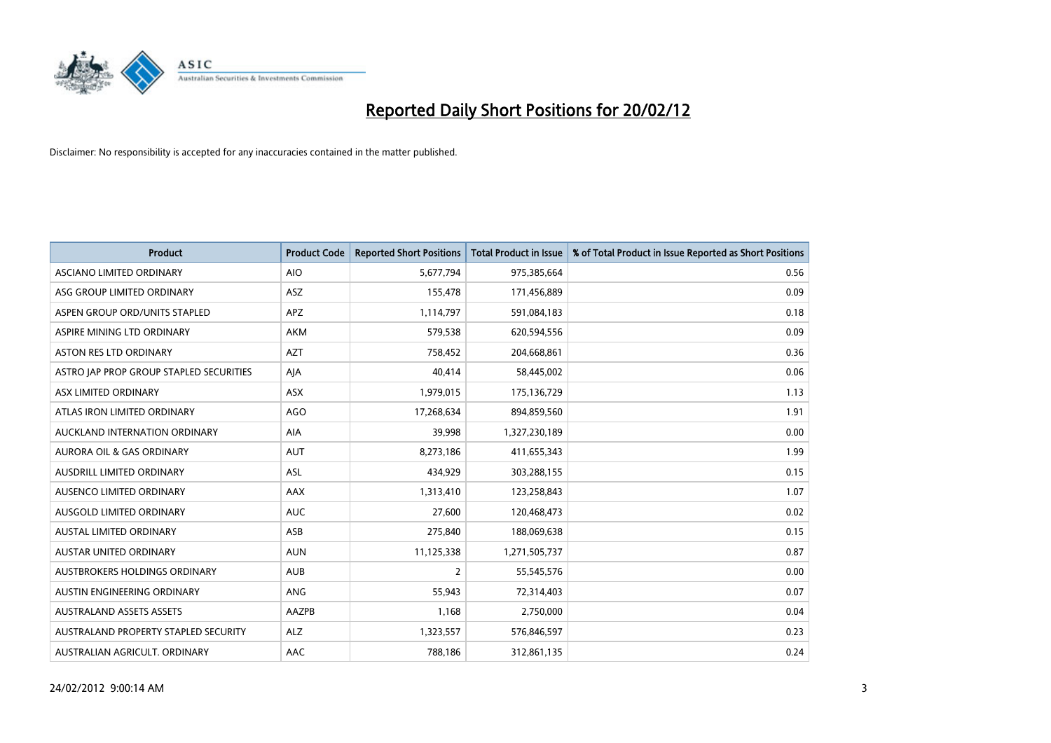# Reported Daily Short Positions for 20/02/12

Disclaimer: No responsibility is accepted for any inaccuracies contained in the matter published.

| Product | Product Code | Reported Short Positions | Total Product in Issue | % of Total Product in Issue Reported as Short Positions |
|---|---|---|---|---|
| ASCIANO LIMITED ORDINARY | AIO | 5,677,794 | 975,385,664 | 0.56 |
| ASG GROUP LIMITED ORDINARY | ASZ | 155,478 | 171,456,889 | 0.09 |
| ASPEN GROUP ORD/UNITS STAPLED | APZ | 1,114,797 | 591,084,183 | 0.18 |
| ASPIRE MINING LTD ORDINARY | AKM | 579,538 | 620,594,556 | 0.09 |
| ASTON RES LTD ORDINARY | AZT | 758,452 | 204,668,861 | 0.36 |
| ASTRO JAP PROP GROUP STAPLED SECURITIES | AJA | 40,414 | 58,445,002 | 0.06 |
| ASX LIMITED ORDINARY | ASX | 1,979,015 | 175,136,729 | 1.13 |
| ATLAS IRON LIMITED ORDINARY | AGO | 17,268,634 | 894,859,560 | 1.91 |
| AUCKLAND INTERNATION ORDINARY | AIA | 39,998 | 1,327,230,189 | 0.00 |
| AURORA OIL & GAS ORDINARY | AUT | 8,273,186 | 411,655,343 | 1.99 |
| AUSDRILL LIMITED ORDINARY | ASL | 434,929 | 303,288,155 | 0.15 |
| AUSENCO LIMITED ORDINARY | AAX | 1,313,410 | 123,258,843 | 1.07 |
| AUSGOLD LIMITED ORDINARY | AUC | 27,600 | 120,468,473 | 0.02 |
| AUSTAL LIMITED ORDINARY | ASB | 275,840 | 188,069,638 | 0.15 |
| AUSTAR UNITED ORDINARY | AUN | 11,125,338 | 1,271,505,737 | 0.87 |
| AUSTBROKERS HOLDINGS ORDINARY | AUB | 2 | 55,545,576 | 0.00 |
| AUSTIN ENGINEERING ORDINARY | ANG | 55,943 | 72,314,403 | 0.07 |
| AUSTRALAND ASSETS ASSETS | AAZPB | 1,168 | 2,750,000 | 0.04 |
| AUSTRALAND PROPERTY STAPLED SECURITY | ALZ | 1,323,557 | 576,846,597 | 0.23 |
| AUSTRALIAN AGRICULT. ORDINARY | AAC | 788,186 | 312,861,135 | 0.24 |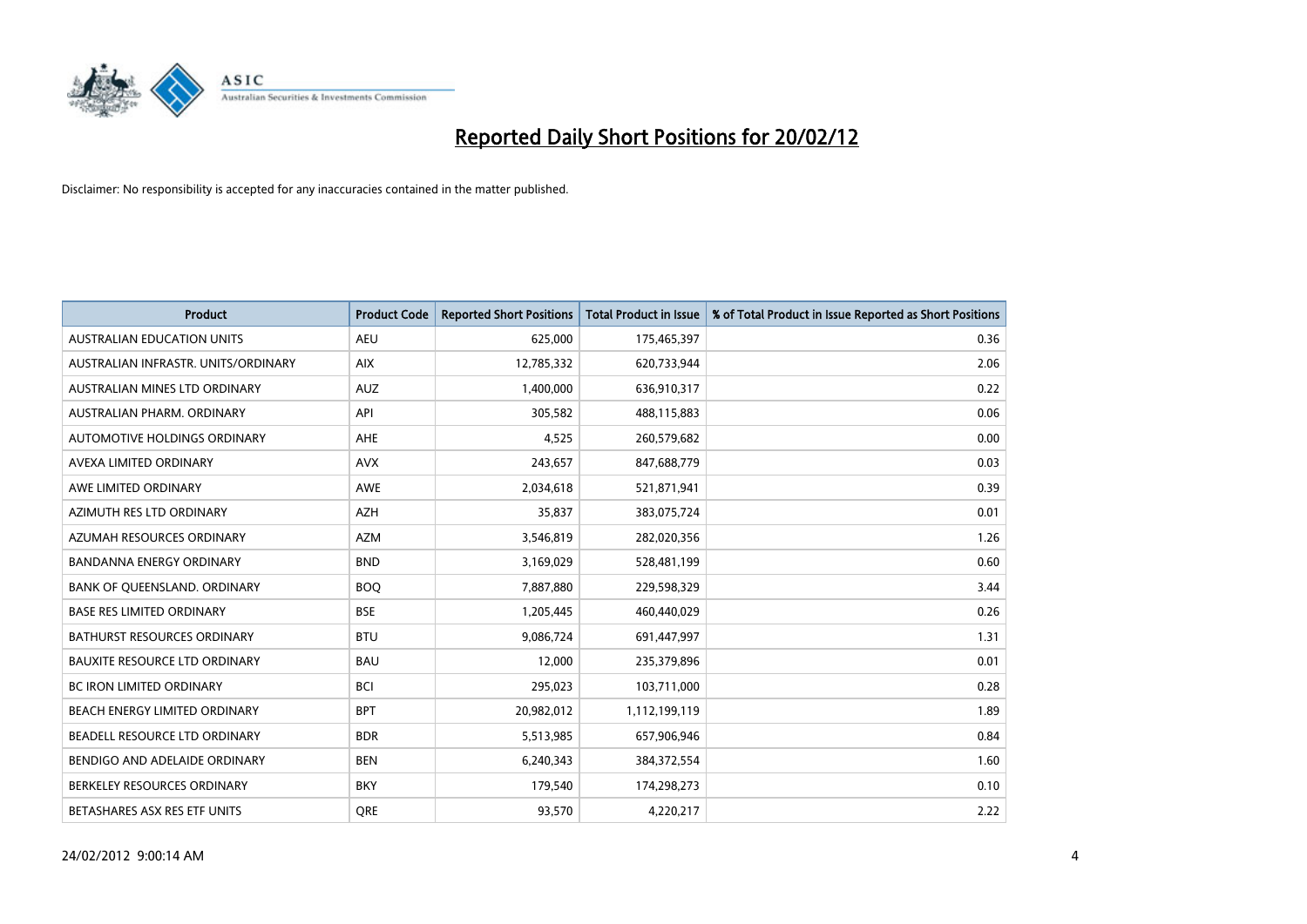# Reported Daily Short Positions for 20/02/12

Disclaimer: No responsibility is accepted for any inaccuracies contained in the matter published.

| Product | Product Code | Reported Short Positions | Total Product in Issue | % of Total Product in Issue Reported as Short Positions |
|---|---|---|---|---|
| AUSTRALIAN EDUCATION UNITS | AEU | 625,000 | 175,465,397 | 0.36 |
| AUSTRALIAN INFRASTR. UNITS/ORDINARY | AIX | 12,785,332 | 620,733,944 | 2.06 |
| AUSTRALIAN MINES LTD ORDINARY | AUZ | 1,400,000 | 636,910,317 | 0.22 |
| AUSTRALIAN PHARM. ORDINARY | API | 305,582 | 488,115,883 | 0.06 |
| AUTOMOTIVE HOLDINGS ORDINARY | AHE | 4,525 | 260,579,682 | 0.00 |
| AVEXA LIMITED ORDINARY | AVX | 243,657 | 847,688,779 | 0.03 |
| AWE LIMITED ORDINARY | AWE | 2,034,618 | 521,871,941 | 0.39 |
| AZIMUTH RES LTD ORDINARY | AZH | 35,837 | 383,075,724 | 0.01 |
| AZUMAH RESOURCES ORDINARY | AZM | 3,546,819 | 282,020,356 | 1.26 |
| BANDANNA ENERGY ORDINARY | BND | 3,169,029 | 528,481,199 | 0.60 |
| BANK OF QUEENSLAND. ORDINARY | BOQ | 7,887,880 | 229,598,329 | 3.44 |
| BASE RES LIMITED ORDINARY | BSE | 1,205,445 | 460,440,029 | 0.26 |
| BATHURST RESOURCES ORDINARY | BTU | 9,086,724 | 691,447,997 | 1.31 |
| BAUXITE RESOURCE LTD ORDINARY | BAU | 12,000 | 235,379,896 | 0.01 |
| BC IRON LIMITED ORDINARY | BCI | 295,023 | 103,711,000 | 0.28 |
| BEACH ENERGY LIMITED ORDINARY | BPT | 20,982,012 | 1,112,199,119 | 1.89 |
| BEADELL RESOURCE LTD ORDINARY | BDR | 5,513,985 | 657,906,946 | 0.84 |
| BENDIGO AND ADELAIDE ORDINARY | BEN | 6,240,343 | 384,372,554 | 1.60 |
| BERKELEY RESOURCES ORDINARY | BKY | 179,540 | 174,298,273 | 0.10 |
| BETASHARES ASX RES ETF UNITS | QRE | 93,570 | 4,220,217 | 2.22 |

24/02/2012 9:00:14 AM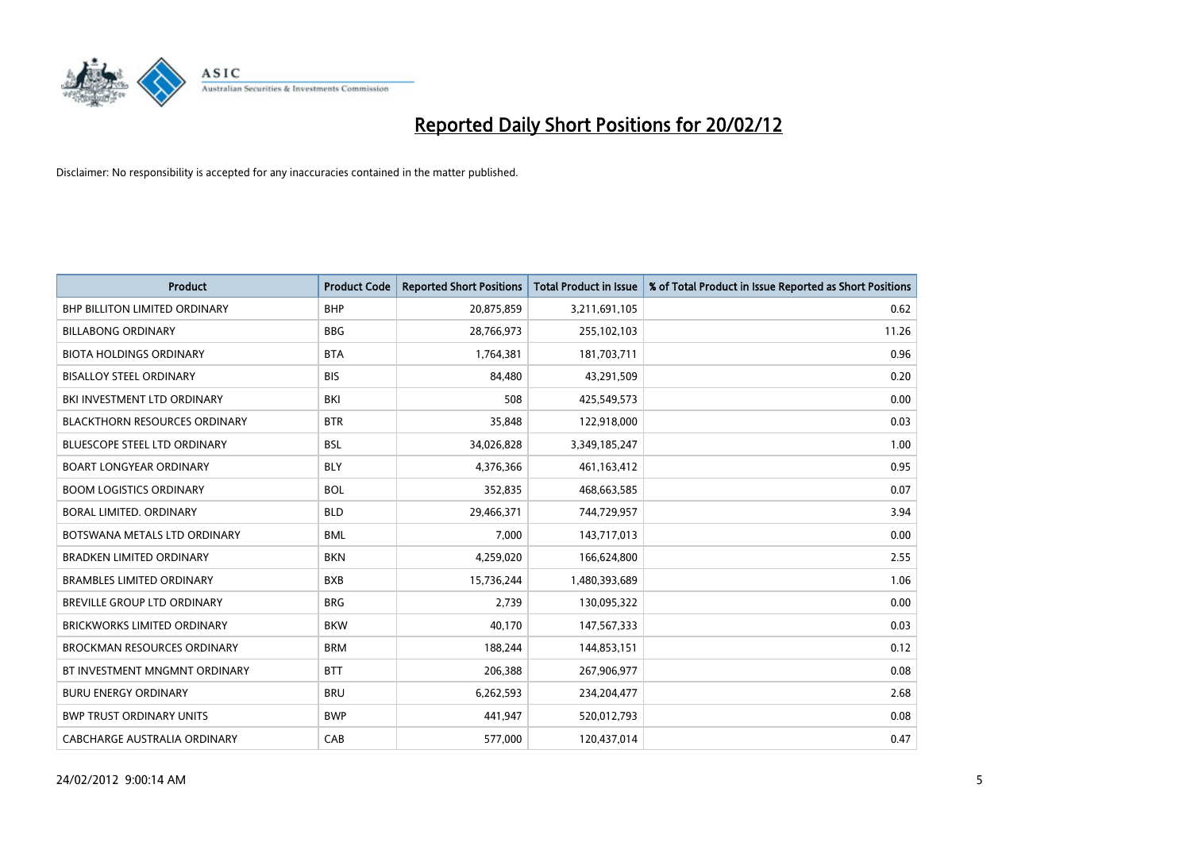# Reported Daily Short Positions for 20/02/12

Disclaimer: No responsibility is accepted for any inaccuracies contained in the matter published.

| Product | Product Code | Reported Short Positions | Total Product in Issue | % of Total Product in Issue Reported as Short Positions |
|---|---|---|---|---|
| BHP BILLITON LIMITED ORDINARY | BHP | 20,875,859 | 3,211,691,105 | 0.62 |
| BILLABONG ORDINARY | BBG | 28,766,973 | 255,102,103 | 11.26 |
| BIOTA HOLDINGS ORDINARY | BTA | 1,764,381 | 181,703,711 | 0.96 |
| BISALLOY STEEL ORDINARY | BIS | 84,480 | 43,291,509 | 0.20 |
| BKI INVESTMENT LTD ORDINARY | BKI | 508 | 425,549,573 | 0.00 |
| BLACKTHORN RESOURCES ORDINARY | BTR | 35,848 | 122,918,000 | 0.03 |
| BLUESCOPE STEEL LTD ORDINARY | BSL | 34,026,828 | 3,349,185,247 | 1.00 |
| BOART LONGYEAR ORDINARY | BLY | 4,376,366 | 461,163,412 | 0.95 |
| BOOM LOGISTICS ORDINARY | BOL | 352,835 | 468,663,585 | 0.07 |
| BORAL LIMITED. ORDINARY | BLD | 29,466,371 | 744,729,957 | 3.94 |
| BOTSWANA METALS LTD ORDINARY | BML | 7,000 | 143,717,013 | 0.00 |
| BRADKEN LIMITED ORDINARY | BKN | 4,259,020 | 166,624,800 | 2.55 |
| BRAMBLES LIMITED ORDINARY | BXB | 15,736,244 | 1,480,393,689 | 1.06 |
| BREVILLE GROUP LTD ORDINARY | BRG | 2,739 | 130,095,322 | 0.00 |
| BRICKWORKS LIMITED ORDINARY | BKW | 40,170 | 147,567,333 | 0.03 |
| BROCKMAN RESOURCES ORDINARY | BRM | 188,244 | 144,853,151 | 0.12 |
| BT INVESTMENT MNGMNT ORDINARY | BTT | 206,388 | 267,906,977 | 0.08 |
| BURU ENERGY ORDINARY | BRU | 6,262,593 | 234,204,477 | 2.68 |
| BWP TRUST ORDINARY UNITS | BWP | 441,947 | 520,012,793 | 0.08 |
| CABCHARGE AUSTRALIA ORDINARY | CAB | 577,000 | 120,437,014 | 0.47 |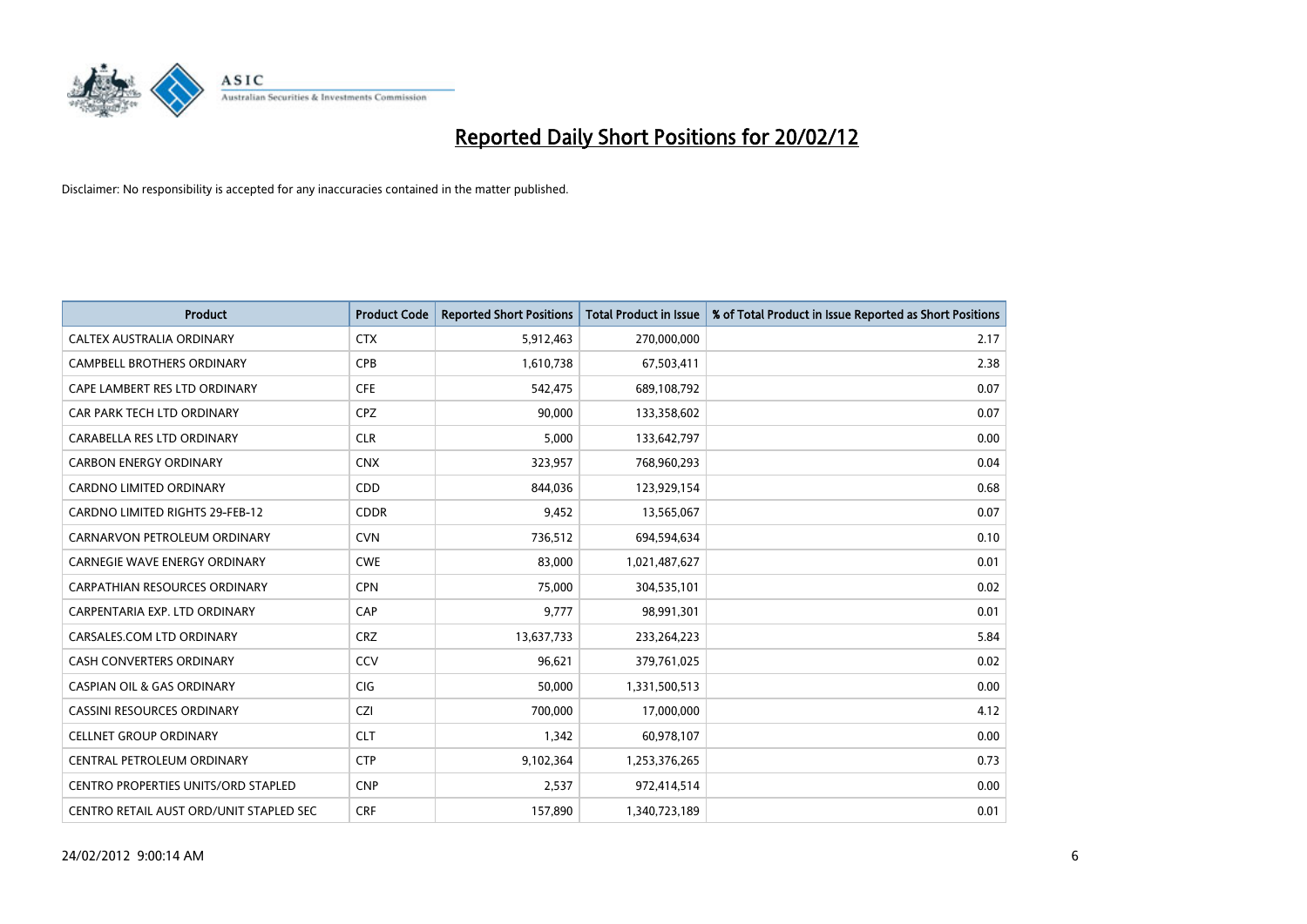# Reported Daily Short Positions for 20/02/12

Disclaimer: No responsibility is accepted for any inaccuracies contained in the matter published.

| Product | Product Code | Reported Short Positions | Total Product in Issue | % of Total Product in Issue Reported as Short Positions |
|---|---|---|---|---|
| CALTEX AUSTRALIA ORDINARY | CTX | 5,912,463 | 270,000,000 | 2.17 |
| CAMPBELL BROTHERS ORDINARY | CPB | 1,610,738 | 67,503,411 | 2.38 |
| CAPE LAMBERT RES LTD ORDINARY | CFE | 542,475 | 689,108,792 | 0.07 |
| CAR PARK TECH LTD ORDINARY | CPZ | 90,000 | 133,358,602 | 0.07 |
| CARABELLA RES LTD ORDINARY | CLR | 5,000 | 133,642,797 | 0.00 |
| CARBON ENERGY ORDINARY | CNX | 323,957 | 768,960,293 | 0.04 |
| CARDNO LIMITED ORDINARY | CDD | 844,036 | 123,929,154 | 0.68 |
| CARDNO LIMITED RIGHTS 29-FEB-12 | CDDR | 9,452 | 13,565,067 | 0.07 |
| CARNARVON PETROLEUM ORDINARY | CVN | 736,512 | 694,594,634 | 0.10 |
| CARNEGIE WAVE ENERGY ORDINARY | CWE | 83,000 | 1,021,487,627 | 0.01 |
| CARPATHIAN RESOURCES ORDINARY | CPN | 75,000 | 304,535,101 | 0.02 |
| CARPENTARIA EXP. LTD ORDINARY | CAP | 9,777 | 98,991,301 | 0.01 |
| CARSALES.COM LTD ORDINARY | CRZ | 13,637,733 | 233,264,223 | 5.84 |
| CASH CONVERTERS ORDINARY | CCV | 96,621 | 379,761,025 | 0.02 |
| CASPIAN OIL & GAS ORDINARY | CIG | 50,000 | 1,331,500,513 | 0.00 |
| CASSINI RESOURCES ORDINARY | CZI | 700,000 | 17,000,000 | 4.12 |
| CELLNET GROUP ORDINARY | CLT | 1,342 | 60,978,107 | 0.00 |
| CENTRAL PETROLEUM ORDINARY | CTP | 9,102,364 | 1,253,376,265 | 0.73 |
| CENTRO PROPERTIES UNITS/ORD STAPLED | CNP | 2,537 | 972,414,514 | 0.00 |
| CENTRO RETAIL AUST ORD/UNIT STAPLED SEC | CRF | 157,890 | 1,340,723,189 | 0.01 |

24/02/2012 9:00:14 AM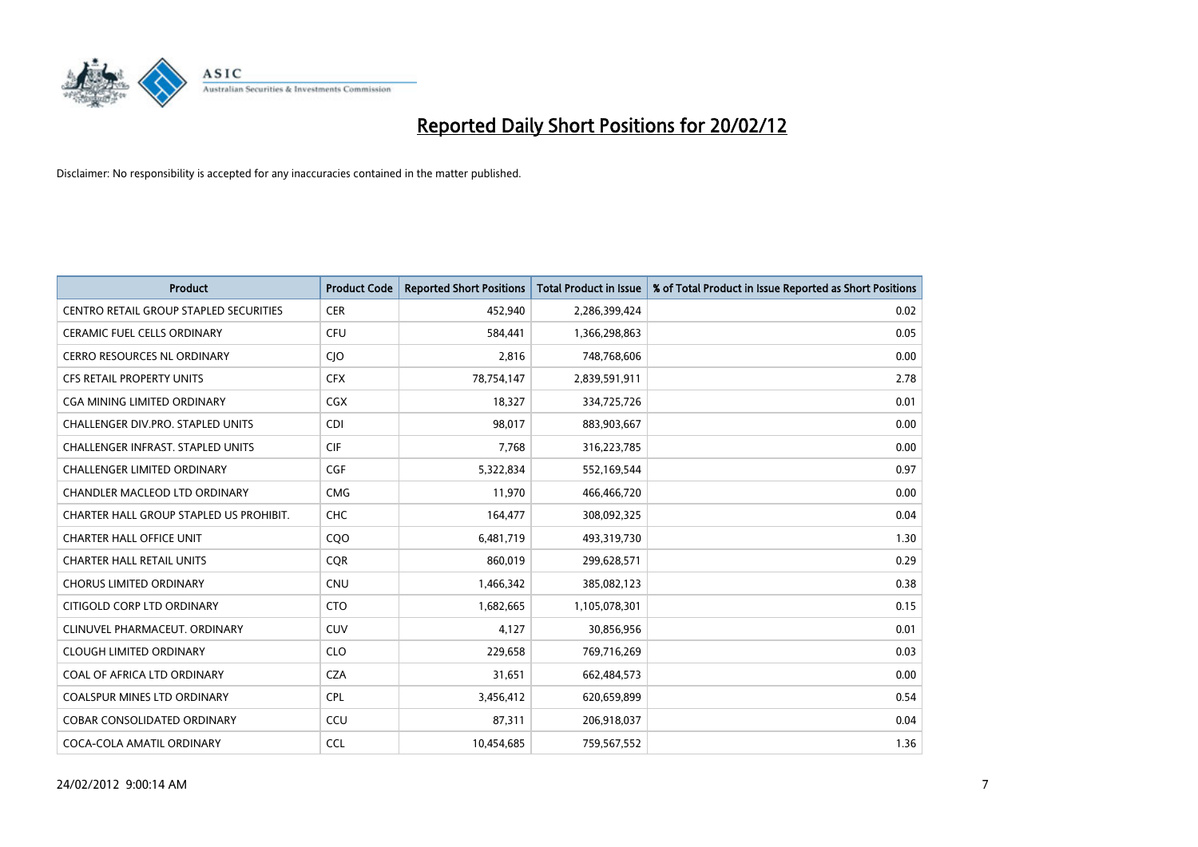# Reported Daily Short Positions for 20/02/12

Disclaimer: No responsibility is accepted for any inaccuracies contained in the matter published.

| Product | Product Code | Reported Short Positions | Total Product in Issue | % of Total Product in Issue Reported as Short Positions |
|---|---|---|---|---|
| CENTRO RETAIL GROUP STAPLED SECURITIES | CER | 452,940 | 2,286,399,424 | 0.02 |
| CERAMIC FUEL CELLS ORDINARY | CFU | 584,441 | 1,366,298,863 | 0.05 |
| CERRO RESOURCES NL ORDINARY | CJO | 2,816 | 748,768,606 | 0.00 |
| CFS RETAIL PROPERTY UNITS | CFX | 78,754,147 | 2,839,591,911 | 2.78 |
| CGA MINING LIMITED ORDINARY | CGX | 18,327 | 334,725,726 | 0.01 |
| CHALLENGER DIV.PRO. STAPLED UNITS | CDI | 98,017 | 883,903,667 | 0.00 |
| CHALLENGER INFRAST. STAPLED UNITS | CIF | 7,768 | 316,223,785 | 0.00 |
| CHALLENGER LIMITED ORDINARY | CGF | 5,322,834 | 552,169,544 | 0.97 |
| CHANDLER MACLEOD LTD ORDINARY | CMG | 11,970 | 466,466,720 | 0.00 |
| CHARTER HALL GROUP STAPLED US PROHIBIT. | CHC | 164,477 | 308,092,325 | 0.04 |
| CHARTER HALL OFFICE UNIT | CQO | 6,481,719 | 493,319,730 | 1.30 |
| CHARTER HALL RETAIL UNITS | CQR | 860,019 | 299,628,571 | 0.29 |
| CHORUS LIMITED ORDINARY | CNU | 1,466,342 | 385,082,123 | 0.38 |
| CITIGOLD CORP LTD ORDINARY | CTO | 1,682,665 | 1,105,078,301 | 0.15 |
| CLINUVEL PHARMACEUT. ORDINARY | CUV | 4,127 | 30,856,956 | 0.01 |
| CLOUGH LIMITED ORDINARY | CLO | 229,658 | 769,716,269 | 0.03 |
| COAL OF AFRICA LTD ORDINARY | CZA | 31,651 | 662,484,573 | 0.00 |
| COALSPUR MINES LTD ORDINARY | CPL | 3,456,412 | 620,659,899 | 0.54 |
| COBAR CONSOLIDATED ORDINARY | CCU | 87,311 | 206,918,037 | 0.04 |
| COCA-COLA AMATIL ORDINARY | CCL | 10,454,685 | 759,567,552 | 1.36 |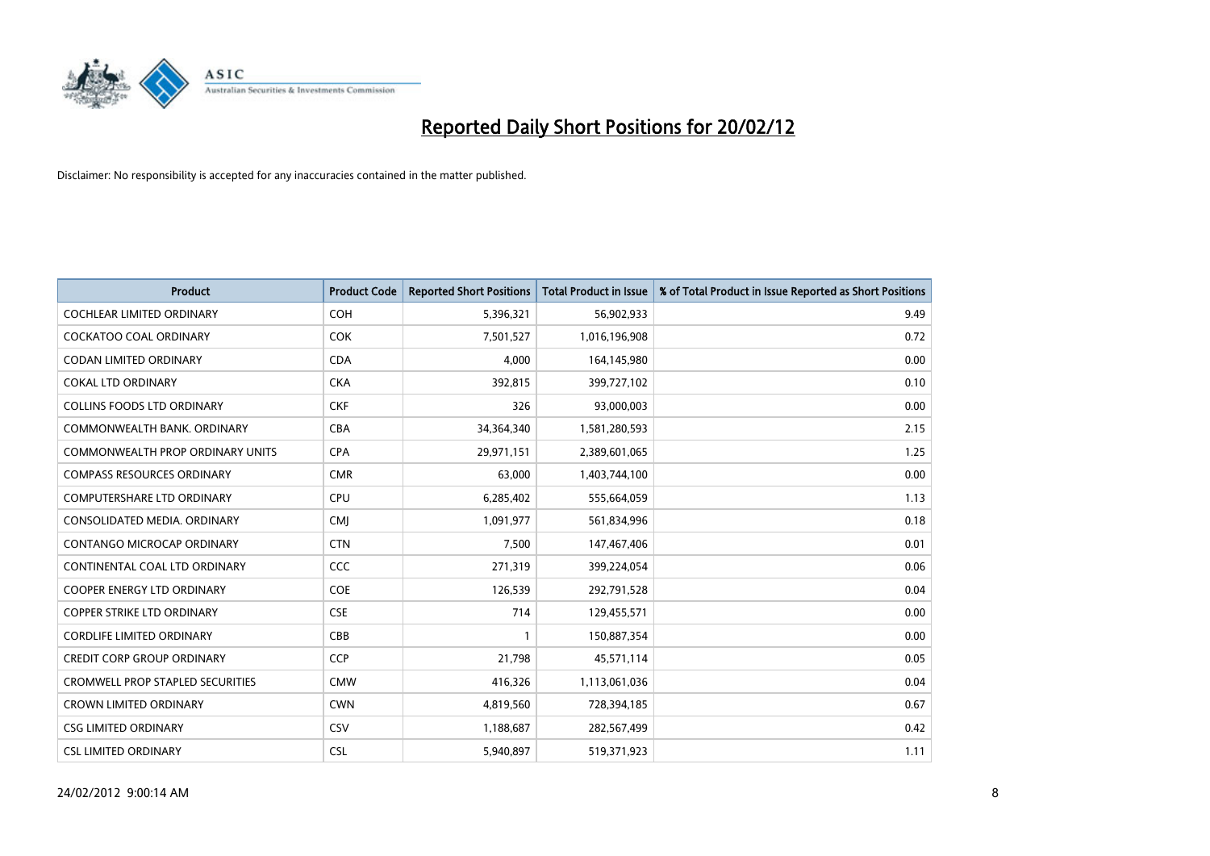# Reported Daily Short Positions for 20/02/12

Disclaimer: No responsibility is accepted for any inaccuracies contained in the matter published.

| Product | Product Code | Reported Short Positions | Total Product in Issue | % of Total Product in Issue Reported as Short Positions |
|---|---|---|---|---|
| COCHLEAR LIMITED ORDINARY | COH | 5,396,321 | 56,902,933 | 9.49 |
| COCKATOO COAL ORDINARY | COK | 7,501,527 | 1,016,196,908 | 0.72 |
| CODAN LIMITED ORDINARY | CDA | 4,000 | 164,145,980 | 0.00 |
| COKAL LTD ORDINARY | CKA | 392,815 | 399,727,102 | 0.10 |
| COLLINS FOODS LTD ORDINARY | CKF | 326 | 93,000,003 | 0.00 |
| COMMONWEALTH BANK. ORDINARY | CBA | 34,364,340 | 1,581,280,593 | 2.15 |
| COMMONWEALTH PROP ORDINARY UNITS | CPA | 29,971,151 | 2,389,601,065 | 1.25 |
| COMPASS RESOURCES ORDINARY | CMR | 63,000 | 1,403,744,100 | 0.00 |
| COMPUTERSHARE LTD ORDINARY | CPU | 6,285,402 | 555,664,059 | 1.13 |
| CONSOLIDATED MEDIA. ORDINARY | CMJ | 1,091,977 | 561,834,996 | 0.18 |
| CONTANGO MICROCAP ORDINARY | CTN | 7,500 | 147,467,406 | 0.01 |
| CONTINENTAL COAL LTD ORDINARY | CCC | 271,319 | 399,224,054 | 0.06 |
| COOPER ENERGY LTD ORDINARY | COE | 126,539 | 292,791,528 | 0.04 |
| COPPER STRIKE LTD ORDINARY | CSE | 714 | 129,455,571 | 0.00 |
| CORDLIFE LIMITED ORDINARY | CBB | 1 | 150,887,354 | 0.00 |
| CREDIT CORP GROUP ORDINARY | CCP | 21,798 | 45,571,114 | 0.05 |
| CROMWELL PROP STAPLED SECURITIES | CMW | 416,326 | 1,113,061,036 | 0.04 |
| CROWN LIMITED ORDINARY | CWN | 4,819,560 | 728,394,185 | 0.67 |
| CSG LIMITED ORDINARY | CSV | 1,188,687 | 282,567,499 | 0.42 |
| CSL LIMITED ORDINARY | CSL | 5,940,897 | 519,371,923 | 1.11 |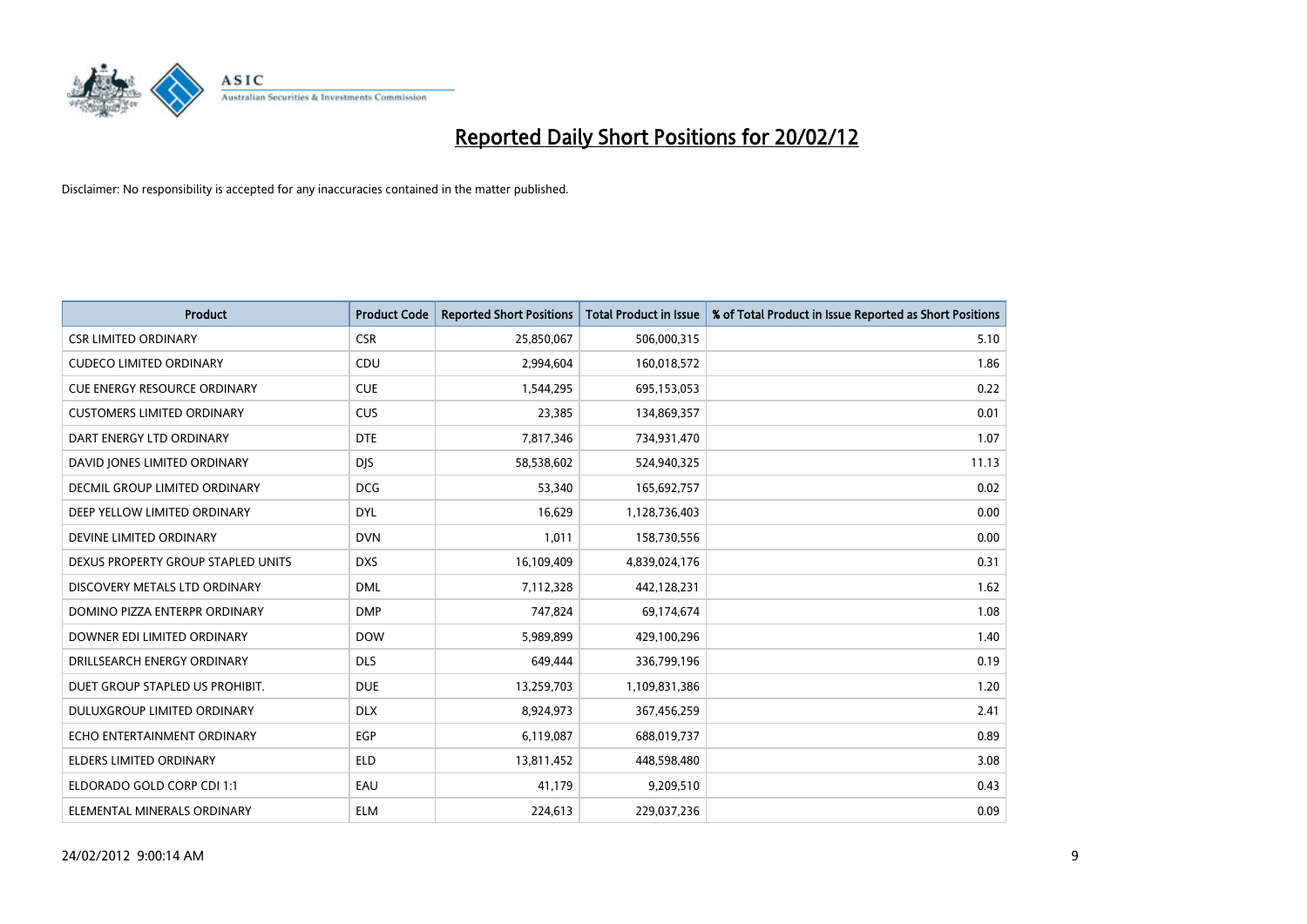# Reported Daily Short Positions for 20/02/12

Disclaimer: No responsibility is accepted for any inaccuracies contained in the matter published.

| Product | Product Code | Reported Short Positions | Total Product in Issue | % of Total Product in Issue Reported as Short Positions |
|---|---|---|---|---|
| CSR LIMITED ORDINARY | CSR | 25,850,067 | 506,000,315 | 5.10 |
| CUDECO LIMITED ORDINARY | CDU | 2,994,604 | 160,018,572 | 1.86 |
| CUE ENERGY RESOURCE ORDINARY | CUE | 1,544,295 | 695,153,053 | 0.22 |
| CUSTOMERS LIMITED ORDINARY | CUS | 23,385 | 134,869,357 | 0.01 |
| DART ENERGY LTD ORDINARY | DTE | 7,817,346 | 734,931,470 | 1.07 |
| DAVID JONES LIMITED ORDINARY | DJS | 58,538,602 | 524,940,325 | 11.13 |
| DECMIL GROUP LIMITED ORDINARY | DCG | 53,340 | 165,692,757 | 0.02 |
| DEEP YELLOW LIMITED ORDINARY | DYL | 16,629 | 1,128,736,403 | 0.00 |
| DEVINE LIMITED ORDINARY | DVN | 1,011 | 158,730,556 | 0.00 |
| DEXUS PROPERTY GROUP STAPLED UNITS | DXS | 16,109,409 | 4,839,024,176 | 0.31 |
| DISCOVERY METALS LTD ORDINARY | DML | 7,112,328 | 442,128,231 | 1.62 |
| DOMINO PIZZA ENTERPR ORDINARY | DMP | 747,824 | 69,174,674 | 1.08 |
| DOWNER EDI LIMITED ORDINARY | DOW | 5,989,899 | 429,100,296 | 1.40 |
| DRILLSEARCH ENERGY ORDINARY | DLS | 649,444 | 336,799,196 | 0.19 |
| DUET GROUP STAPLED US PROHIBIT. | DUE | 13,259,703 | 1,109,831,386 | 1.20 |
| DULUXGROUP LIMITED ORDINARY | DLX | 8,924,973 | 367,456,259 | 2.41 |
| ECHO ENTERTAINMENT ORDINARY | EGP | 6,119,087 | 688,019,737 | 0.89 |
| ELDERS LIMITED ORDINARY | ELD | 13,811,452 | 448,598,480 | 3.08 |
| ELDORADO GOLD CORP CDI 1:1 | EAU | 41,179 | 9,209,510 | 0.43 |
| ELEMENTAL MINERALS ORDINARY | ELM | 224,613 | 229,037,236 | 0.09 |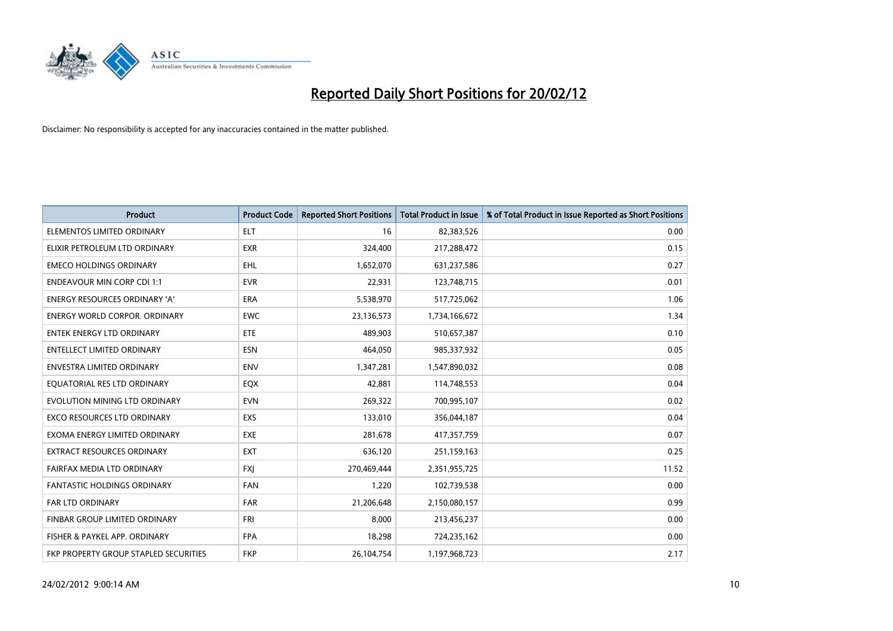# Reported Daily Short Positions for 20/02/12

Disclaimer: No responsibility is accepted for any inaccuracies contained in the matter published.

| Product | Product Code | Reported Short Positions | Total Product in Issue | % of Total Product in Issue Reported as Short Positions |
|---|---|---|---|---|
| ELEMENTOS LIMITED ORDINARY | ELT | 16 | 82,383,526 | 0.00 |
| ELIXIR PETROLEUM LTD ORDINARY | EXR | 324,400 | 217,288,472 | 0.15 |
| EMECO HOLDINGS ORDINARY | EHL | 1,652,070 | 631,237,586 | 0.27 |
| ENDEAVOUR MIN CORP CDI 1:1 | EVR | 22,931 | 123,748,715 | 0.01 |
| ENERGY RESOURCES ORDINARY 'A' | ERA | 5,538,970 | 517,725,062 | 1.06 |
| ENERGY WORLD CORPOR. ORDINARY | EWC | 23,136,573 | 1,734,166,672 | 1.34 |
| ENTEK ENERGY LTD ORDINARY | ETE | 489,903 | 510,657,387 | 0.10 |
| ENTELLECT LIMITED ORDINARY | ESN | 464,050 | 985,337,932 | 0.05 |
| ENVESTRA LIMITED ORDINARY | ENV | 1,347,281 | 1,547,890,032 | 0.08 |
| EQUATORIAL RES LTD ORDINARY | EQX | 42,881 | 114,748,553 | 0.04 |
| EVOLUTION MINING LTD ORDINARY | EVN | 269,322 | 700,995,107 | 0.02 |
| EXCO RESOURCES LTD ORDINARY | EXS | 133,010 | 356,044,187 | 0.04 |
| EXOMA ENERGY LIMITED ORDINARY | EXE | 281,678 | 417,357,759 | 0.07 |
| EXTRACT RESOURCES ORDINARY | EXT | 636,120 | 251,159,163 | 0.25 |
| FAIRFAX MEDIA LTD ORDINARY | FXJ | 270,469,444 | 2,351,955,725 | 11.52 |
| FANTASTIC HOLDINGS ORDINARY | FAN | 1,220 | 102,739,538 | 0.00 |
| FAR LTD ORDINARY | FAR | 21,206,648 | 2,150,080,157 | 0.99 |
| FINBAR GROUP LIMITED ORDINARY | FRI | 8,000 | 213,456,237 | 0.00 |
| FISHER & PAYKEL APP. ORDINARY | FPA | 18,298 | 724,235,162 | 0.00 |
| FKP PROPERTY GROUP STAPLED SECURITIES | FKP | 26,104,754 | 1,197,968,723 | 2.17 |

24/02/2012 9:00:14 AM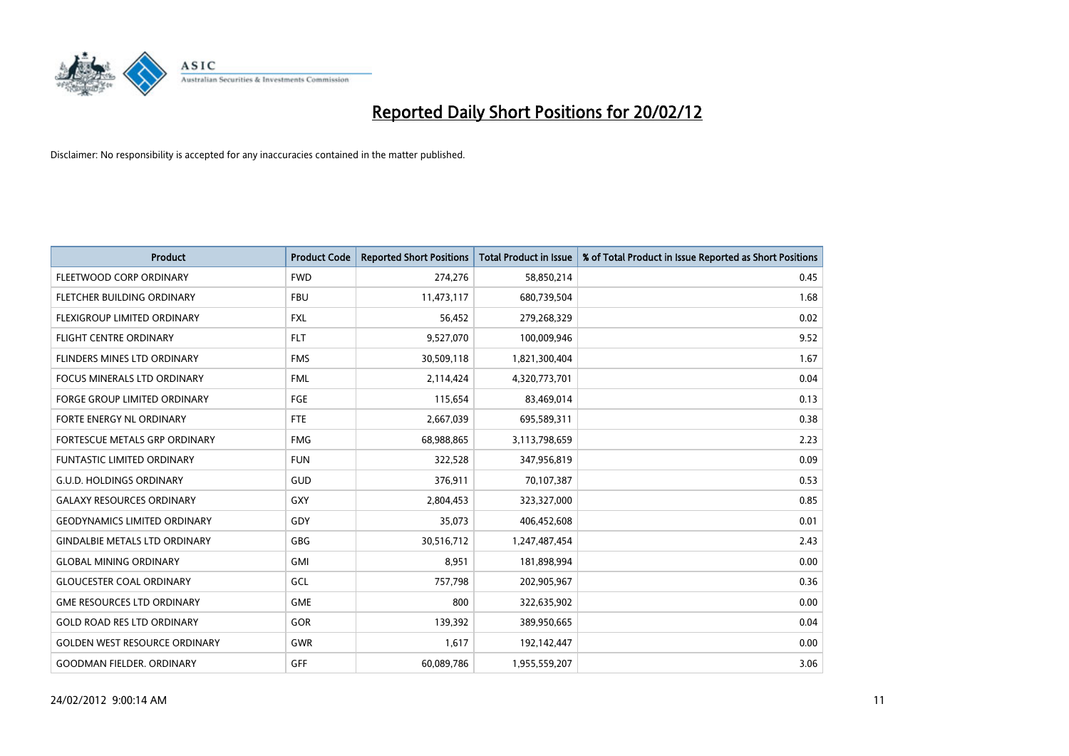# Reported Daily Short Positions for 20/02/12

Disclaimer: No responsibility is accepted for any inaccuracies contained in the matter published.

| Product | Product Code | Reported Short Positions | Total Product in Issue | % of Total Product in Issue Reported as Short Positions |
|---|---|---|---|---|
| FLEETWOOD CORP ORDINARY | FWD | 274,276 | 58,850,214 | 0.45 |
| FLETCHER BUILDING ORDINARY | FBU | 11,473,117 | 680,739,504 | 1.68 |
| FLEXIGROUP LIMITED ORDINARY | FXL | 56,452 | 279,268,329 | 0.02 |
| FLIGHT CENTRE ORDINARY | FLT | 9,527,070 | 100,009,946 | 9.52 |
| FLINDERS MINES LTD ORDINARY | FMS | 30,509,118 | 1,821,300,404 | 1.67 |
| FOCUS MINERALS LTD ORDINARY | FML | 2,114,424 | 4,320,773,701 | 0.04 |
| FORGE GROUP LIMITED ORDINARY | FGE | 115,654 | 83,469,014 | 0.13 |
| FORTE ENERGY NL ORDINARY | FTE | 2,667,039 | 695,589,311 | 0.38 |
| FORTESCUE METALS GRP ORDINARY | FMG | 68,988,865 | 3,113,798,659 | 2.23 |
| FUNTASTIC LIMITED ORDINARY | FUN | 322,528 | 347,956,819 | 0.09 |
| G.U.D. HOLDINGS ORDINARY | GUD | 376,911 | 70,107,387 | 0.53 |
| GALAXY RESOURCES ORDINARY | GXY | 2,804,453 | 323,327,000 | 0.85 |
| GEODYNAMICS LIMITED ORDINARY | GDY | 35,073 | 406,452,608 | 0.01 |
| GINDALBIE METALS LTD ORDINARY | GBG | 30,516,712 | 1,247,487,454 | 2.43 |
| GLOBAL MINING ORDINARY | GMI | 8,951 | 181,898,994 | 0.00 |
| GLOUCESTER COAL ORDINARY | GCL | 757,798 | 202,905,967 | 0.36 |
| GME RESOURCES LTD ORDINARY | GME | 800 | 322,635,902 | 0.00 |
| GOLD ROAD RES LTD ORDINARY | GOR | 139,392 | 389,950,665 | 0.04 |
| GOLDEN WEST RESOURCE ORDINARY | GWR | 1,617 | 192,142,447 | 0.00 |
| GOODMAN FIELDER. ORDINARY | GFF | 60,089,786 | 1,955,559,207 | 3.06 |

24/02/2012 9:00:14 AM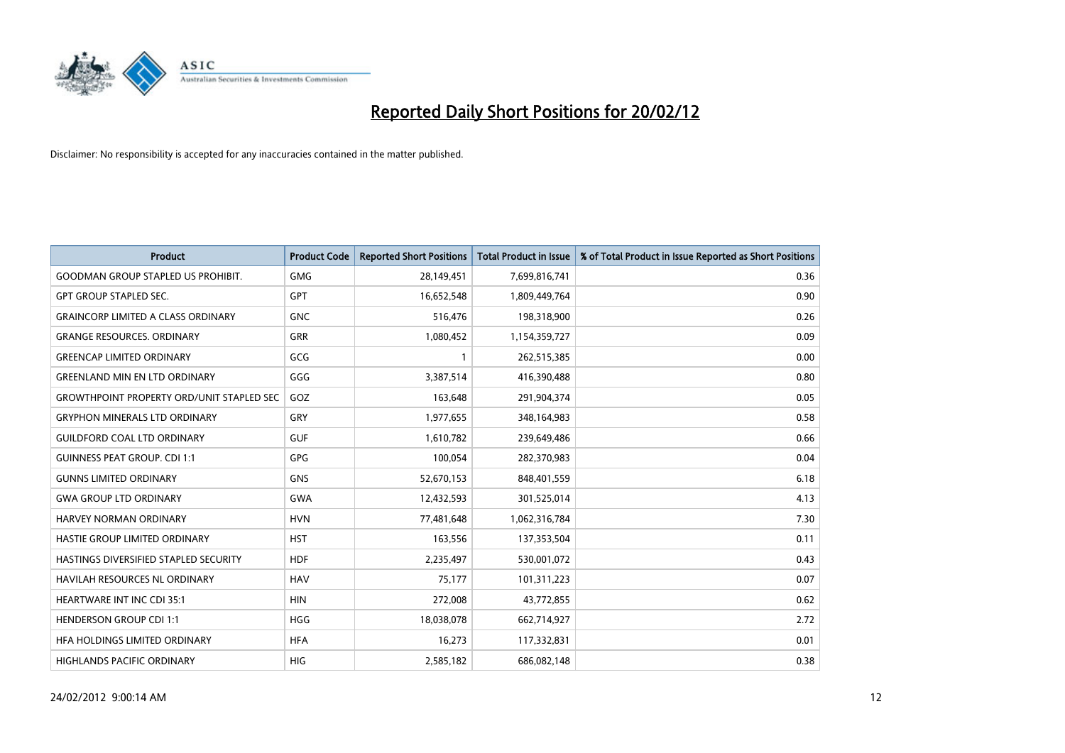# Reported Daily Short Positions for 20/02/12

Disclaimer: No responsibility is accepted for any inaccuracies contained in the matter published.

| Product | Product Code | Reported Short Positions | Total Product in Issue | % of Total Product in Issue Reported as Short Positions |
|---|---|---|---|---|
| GOODMAN GROUP STAPLED US PROHIBIT. | GMG | 28,149,451 | 7,699,816,741 | 0.36 |
| GPT GROUP STAPLED SEC. | GPT | 16,652,548 | 1,809,449,764 | 0.90 |
| GRAINCORP LIMITED A CLASS ORDINARY | GNC | 516,476 | 198,318,900 | 0.26 |
| GRANGE RESOURCES. ORDINARY | GRR | 1,080,452 | 1,154,359,727 | 0.09 |
| GREENCAP LIMITED ORDINARY | GCG | 1 | 262,515,385 | 0.00 |
| GREENLAND MIN EN LTD ORDINARY | GGG | 3,387,514 | 416,390,488 | 0.80 |
| GROWTHPOINT PROPERTY ORD/UNIT STAPLED SEC | GOZ | 163,648 | 291,904,374 | 0.05 |
| GRYPHON MINERALS LTD ORDINARY | GRY | 1,977,655 | 348,164,983 | 0.58 |
| GUILDFORD COAL LTD ORDINARY | GUF | 1,610,782 | 239,649,486 | 0.66 |
| GUINNESS PEAT GROUP. CDI 1:1 | GPG | 100,054 | 282,370,983 | 0.04 |
| GUNNS LIMITED ORDINARY | GNS | 52,670,153 | 848,401,559 | 6.18 |
| GWA GROUP LTD ORDINARY | GWA | 12,432,593 | 301,525,014 | 4.13 |
| HARVEY NORMAN ORDINARY | HVN | 77,481,648 | 1,062,316,784 | 7.30 |
| HASTIE GROUP LIMITED ORDINARY | HST | 163,556 | 137,353,504 | 0.11 |
| HASTINGS DIVERSIFIED STAPLED SECURITY | HDF | 2,235,497 | 530,001,072 | 0.43 |
| HAVILAH RESOURCES NL ORDINARY | HAV | 75,177 | 101,311,223 | 0.07 |
| HEARTWARE INT INC CDI 35:1 | HIN | 272,008 | 43,772,855 | 0.62 |
| HENDERSON GROUP CDI 1:1 | HGG | 18,038,078 | 662,714,927 | 2.72 |
| HFA HOLDINGS LIMITED ORDINARY | HFA | 16,273 | 117,332,831 | 0.01 |
| HIGHLANDS PACIFIC ORDINARY | HIG | 2,585,182 | 686,082,148 | 0.38 |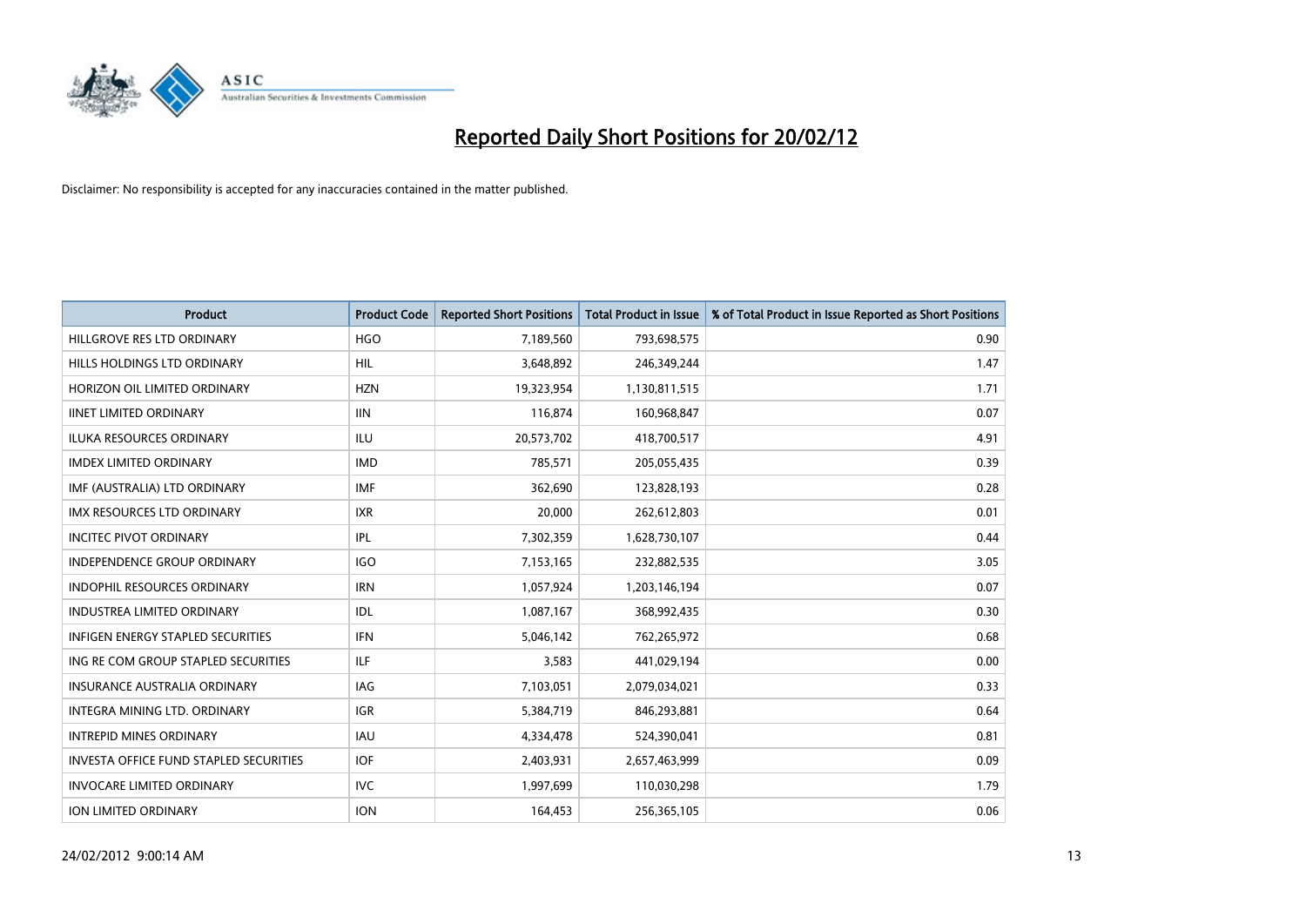# Reported Daily Short Positions for 20/02/12

Disclaimer: No responsibility is accepted for any inaccuracies contained in the matter published.

| Product | Product Code | Reported Short Positions | Total Product in Issue | % of Total Product in Issue Reported as Short Positions |
|---|---|---|---|---|
| HILLGROVE RES LTD ORDINARY | HGO | 7,189,560 | 793,698,575 | 0.90 |
| HILLS HOLDINGS LTD ORDINARY | HIL | 3,648,892 | 246,349,244 | 1.47 |
| HORIZON OIL LIMITED ORDINARY | HZN | 19,323,954 | 1,130,811,515 | 1.71 |
| IINET LIMITED ORDINARY | IIN | 116,874 | 160,968,847 | 0.07 |
| ILUKA RESOURCES ORDINARY | ILU | 20,573,702 | 418,700,517 | 4.91 |
| IMDEX LIMITED ORDINARY | IMD | 785,571 | 205,055,435 | 0.39 |
| IMF (AUSTRALIA) LTD ORDINARY | IMF | 362,690 | 123,828,193 | 0.28 |
| IMX RESOURCES LTD ORDINARY | IXR | 20,000 | 262,612,803 | 0.01 |
| INCITEC PIVOT ORDINARY | IPL | 7,302,359 | 1,628,730,107 | 0.44 |
| INDEPENDENCE GROUP ORDINARY | IGO | 7,153,165 | 232,882,535 | 3.05 |
| INDOPHIL RESOURCES ORDINARY | IRN | 1,057,924 | 1,203,146,194 | 0.07 |
| INDUSTREA LIMITED ORDINARY | IDL | 1,087,167 | 368,992,435 | 0.30 |
| INFIGEN ENERGY STAPLED SECURITIES | IFN | 5,046,142 | 762,265,972 | 0.68 |
| ING RE COM GROUP STAPLED SECURITIES | ILF | 3,583 | 441,029,194 | 0.00 |
| INSURANCE AUSTRALIA ORDINARY | IAG | 7,103,051 | 2,079,034,021 | 0.33 |
| INTEGRA MINING LTD. ORDINARY | IGR | 5,384,719 | 846,293,881 | 0.64 |
| INTREPID MINES ORDINARY | IAU | 4,334,478 | 524,390,041 | 0.81 |
| INVESTA OFFICE FUND STAPLED SECURITIES | IOF | 2,403,931 | 2,657,463,999 | 0.09 |
| INVOCARE LIMITED ORDINARY | IVC | 1,997,699 | 110,030,298 | 1.79 |
| ION LIMITED ORDINARY | ION | 164,453 | 256,365,105 | 0.06 |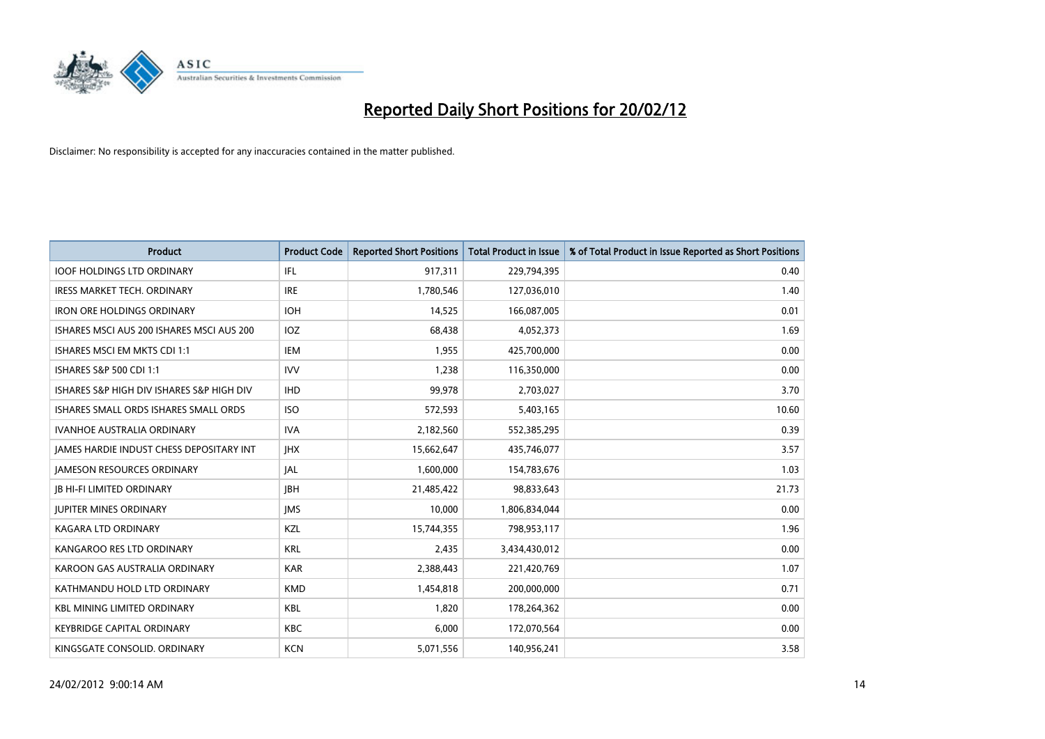# Reported Daily Short Positions for 20/02/12

Disclaimer: No responsibility is accepted for any inaccuracies contained in the matter published.

| Product | Product Code | Reported Short Positions | Total Product in Issue | % of Total Product in Issue Reported as Short Positions |
|---|---|---|---|---|
| IOOF HOLDINGS LTD ORDINARY | IFL | 917,311 | 229,794,395 | 0.40 |
| IRESS MARKET TECH. ORDINARY | IRE | 1,780,546 | 127,036,010 | 1.40 |
| IRON ORE HOLDINGS ORDINARY | IOH | 14,525 | 166,087,005 | 0.01 |
| ISHARES MSCI AUS 200 ISHARES MSCI AUS 200 | IOZ | 68,438 | 4,052,373 | 1.69 |
| ISHARES MSCI EM MKTS CDI 1:1 | IEM | 1,955 | 425,700,000 | 0.00 |
| ISHARES S&P 500 CDI 1:1 | IVV | 1,238 | 116,350,000 | 0.00 |
| ISHARES S&P HIGH DIV ISHARES S&P HIGH DIV | IHD | 99,978 | 2,703,027 | 3.70 |
| ISHARES SMALL ORDS ISHARES SMALL ORDS | ISO | 572,593 | 5,403,165 | 10.60 |
| IVANHOE AUSTRALIA ORDINARY | IVA | 2,182,560 | 552,385,295 | 0.39 |
| JAMES HARDIE INDUST CHESS DEPOSITARY INT | JHX | 15,662,647 | 435,746,077 | 3.57 |
| JAMESON RESOURCES ORDINARY | JAL | 1,600,000 | 154,783,676 | 1.03 |
| JB HI-FI LIMITED ORDINARY | JBH | 21,485,422 | 98,833,643 | 21.73 |
| JUPITER MINES ORDINARY | JMS | 10,000 | 1,806,834,044 | 0.00 |
| KAGARA LTD ORDINARY | KZL | 15,744,355 | 798,953,117 | 1.96 |
| KANGAROO RES LTD ORDINARY | KRL | 2,435 | 3,434,430,012 | 0.00 |
| KAROON GAS AUSTRALIA ORDINARY | KAR | 2,388,443 | 221,420,769 | 1.07 |
| KATHMANDU HOLD LTD ORDINARY | KMD | 1,454,818 | 200,000,000 | 0.71 |
| KBL MINING LIMITED ORDINARY | KBL | 1,820 | 178,264,362 | 0.00 |
| KEYBRIDGE CAPITAL ORDINARY | KBC | 6,000 | 172,070,564 | 0.00 |
| KINGSGATE CONSOLID. ORDINARY | KCN | 5,071,556 | 140,956,241 | 3.58 |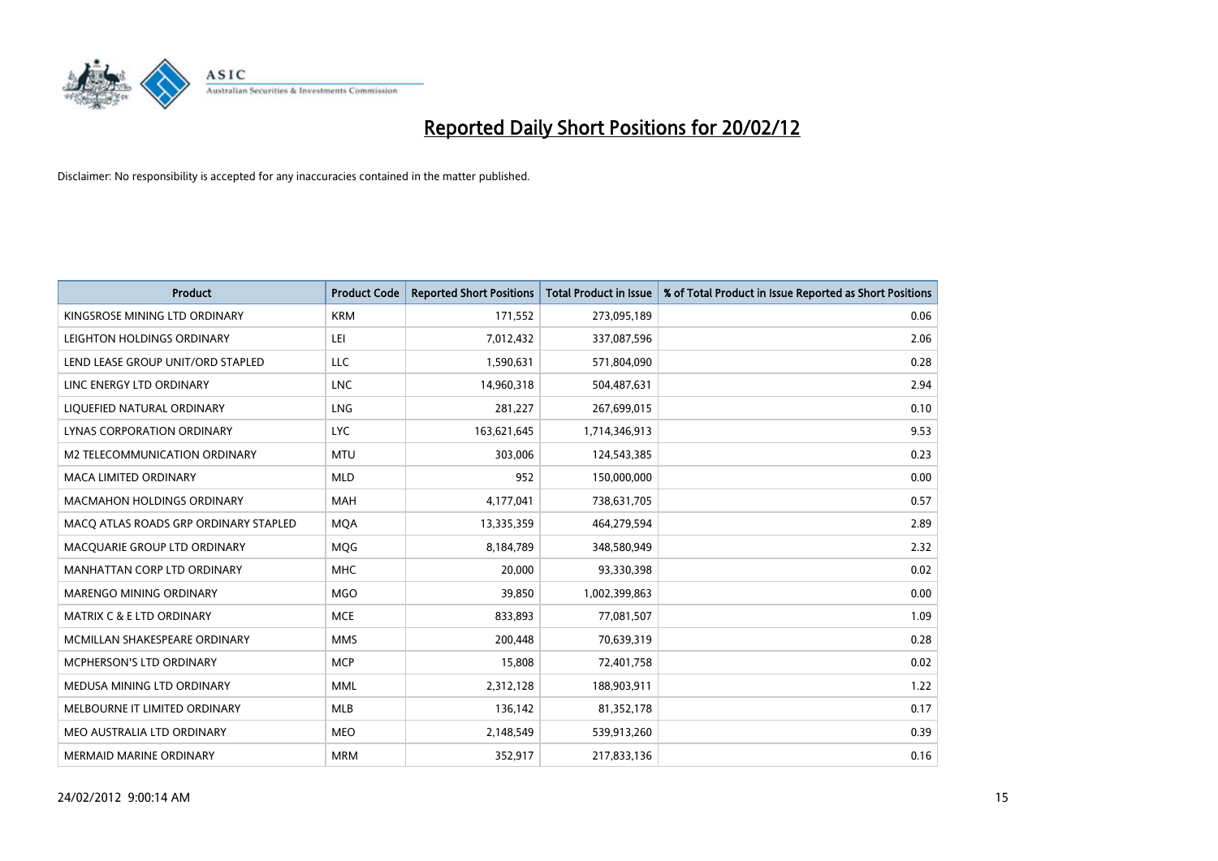# Reported Daily Short Positions for 20/02/12

Disclaimer: No responsibility is accepted for any inaccuracies contained in the matter published.

| Product | Product Code | Reported Short Positions | Total Product in Issue | % of Total Product in Issue Reported as Short Positions |
|---|---|---|---|---|
| KINGSROSE MINING LTD ORDINARY | KRM | 171,552 | 273,095,189 | 0.06 |
| LEIGHTON HOLDINGS ORDINARY | LEI | 7,012,432 | 337,087,596 | 2.06 |
| LEND LEASE GROUP UNIT/ORD STAPLED | LLC | 1,590,631 | 571,804,090 | 0.28 |
| LINC ENERGY LTD ORDINARY | LNC | 14,960,318 | 504,487,631 | 2.94 |
| LIQUEFIED NATURAL ORDINARY | LNG | 281,227 | 267,699,015 | 0.10 |
| LYNAS CORPORATION ORDINARY | LYC | 163,621,645 | 1,714,346,913 | 9.53 |
| M2 TELECOMMUNICATION ORDINARY | MTU | 303,006 | 124,543,385 | 0.23 |
| MACA LIMITED ORDINARY | MLD | 952 | 150,000,000 | 0.00 |
| MACMAHON HOLDINGS ORDINARY | MAH | 4,177,041 | 738,631,705 | 0.57 |
| MACQ ATLAS ROADS GRP ORDINARY STAPLED | MQA | 13,335,359 | 464,279,594 | 2.89 |
| MACQUARIE GROUP LTD ORDINARY | MQG | 8,184,789 | 348,580,949 | 2.32 |
| MANHATTAN CORP LTD ORDINARY | MHC | 20,000 | 93,330,398 | 0.02 |
| MARENGO MINING ORDINARY | MGO | 39,850 | 1,002,399,863 | 0.00 |
| MATRIX C & E LTD ORDINARY | MCE | 833,893 | 77,081,507 | 1.09 |
| MCMILLAN SHAKESPEARE ORDINARY | MMS | 200,448 | 70,639,319 | 0.28 |
| MCPHERSON'S LTD ORDINARY | MCP | 15,808 | 72,401,758 | 0.02 |
| MEDUSA MINING LTD ORDINARY | MML | 2,312,128 | 188,903,911 | 1.22 |
| MELBOURNE IT LIMITED ORDINARY | MLB | 136,142 | 81,352,178 | 0.17 |
| MEO AUSTRALIA LTD ORDINARY | MEO | 2,148,549 | 539,913,260 | 0.39 |
| MERMAID MARINE ORDINARY | MRM | 352,917 | 217,833,136 | 0.16 |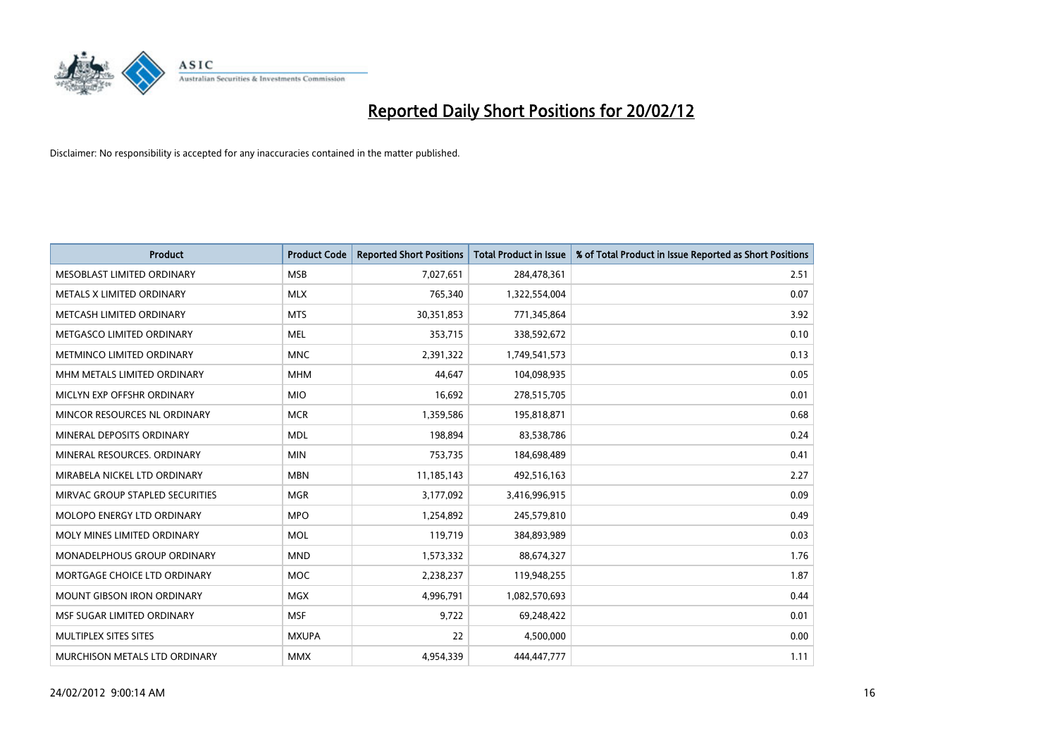# Reported Daily Short Positions for 20/02/12

Disclaimer: No responsibility is accepted for any inaccuracies contained in the matter published.

| Product | Product Code | Reported Short Positions | Total Product in Issue | % of Total Product in Issue Reported as Short Positions |
|---|---|---|---|---|
| MESOBLAST LIMITED ORDINARY | MSB | 7,027,651 | 284,478,361 | 2.51 |
| METALS X LIMITED ORDINARY | MLX | 765,340 | 1,322,554,004 | 0.07 |
| METCASH LIMITED ORDINARY | MTS | 30,351,853 | 771,345,864 | 3.92 |
| METGASCO LIMITED ORDINARY | MEL | 353,715 | 338,592,672 | 0.10 |
| METMINCO LIMITED ORDINARY | MNC | 2,391,322 | 1,749,541,573 | 0.13 |
| MHM METALS LIMITED ORDINARY | MHM | 44,647 | 104,098,935 | 0.05 |
| MICLYN EXP OFFSHR ORDINARY | MIO | 16,692 | 278,515,705 | 0.01 |
| MINCOR RESOURCES NL ORDINARY | MCR | 1,359,586 | 195,818,871 | 0.68 |
| MINERAL DEPOSITS ORDINARY | MDL | 198,894 | 83,538,786 | 0.24 |
| MINERAL RESOURCES. ORDINARY | MIN | 753,735 | 184,698,489 | 0.41 |
| MIRABELA NICKEL LTD ORDINARY | MBN | 11,185,143 | 492,516,163 | 2.27 |
| MIRVAC GROUP STAPLED SECURITIES | MGR | 3,177,092 | 3,416,996,915 | 0.09 |
| MOLOPO ENERGY LTD ORDINARY | MPO | 1,254,892 | 245,579,810 | 0.49 |
| MOLY MINES LIMITED ORDINARY | MOL | 119,719 | 384,893,989 | 0.03 |
| MONADELPHOUS GROUP ORDINARY | MND | 1,573,332 | 88,674,327 | 1.76 |
| MORTGAGE CHOICE LTD ORDINARY | MOC | 2,238,237 | 119,948,255 | 1.87 |
| MOUNT GIBSON IRON ORDINARY | MGX | 4,996,791 | 1,082,570,693 | 0.44 |
| MSF SUGAR LIMITED ORDINARY | MSF | 9,722 | 69,248,422 | 0.01 |
| MULTIPLEX SITES SITES | MXUPA | 22 | 4,500,000 | 0.00 |
| MURCHISON METALS LTD ORDINARY | MMX | 4,954,339 | 444,447,777 | 1.11 |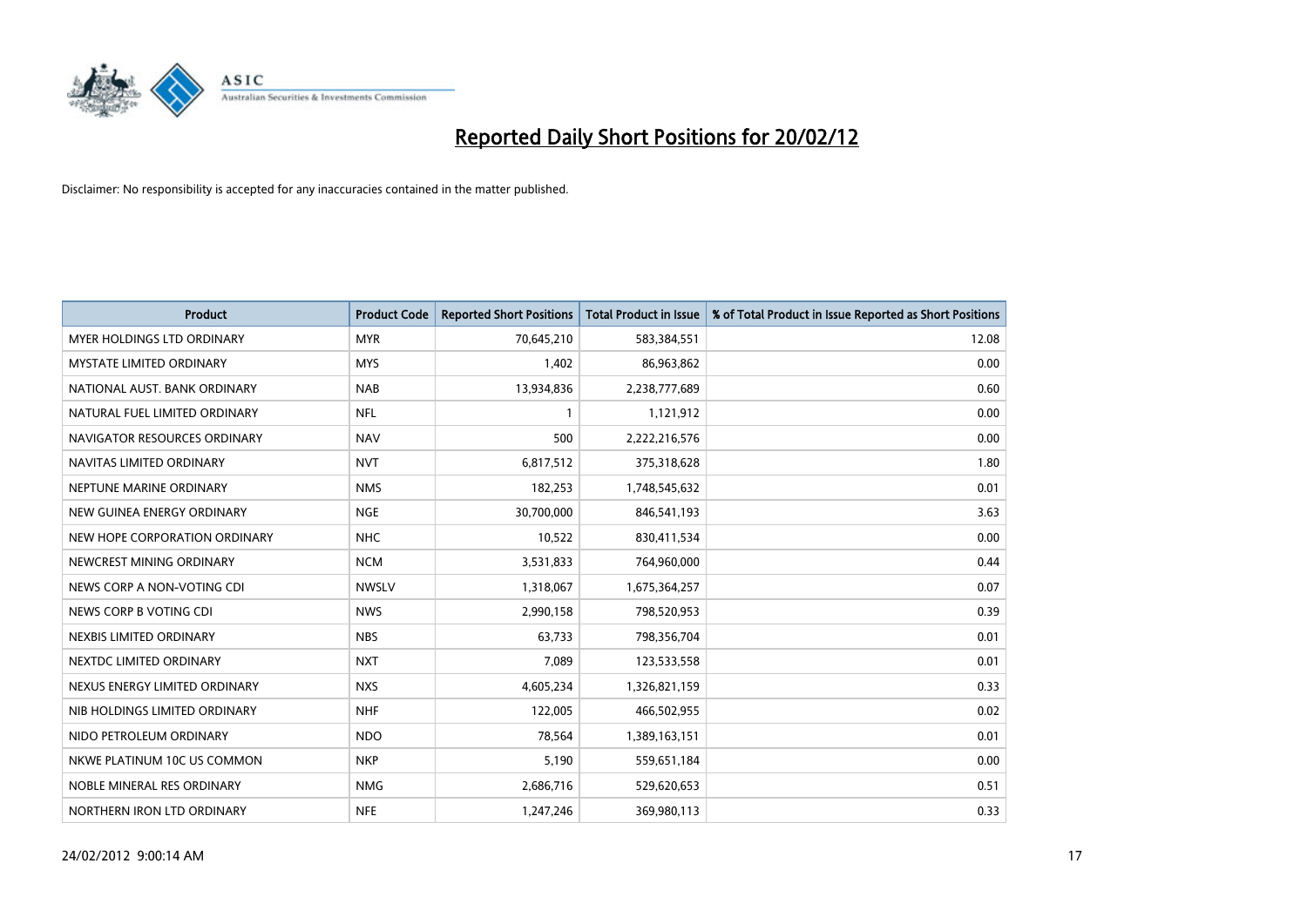# Reported Daily Short Positions for 20/02/12

Disclaimer: No responsibility is accepted for any inaccuracies contained in the matter published.

| Product | Product Code | Reported Short Positions | Total Product in Issue | % of Total Product in Issue Reported as Short Positions |
|---|---|---|---|---|
| MYER HOLDINGS LTD ORDINARY | MYR | 70,645,210 | 583,384,551 | 12.08 |
| MYSTATE LIMITED ORDINARY | MYS | 1,402 | 86,963,862 | 0.00 |
| NATIONAL AUST. BANK ORDINARY | NAB | 13,934,836 | 2,238,777,689 | 0.60 |
| NATURAL FUEL LIMITED ORDINARY | NFL | 1 | 1,121,912 | 0.00 |
| NAVIGATOR RESOURCES ORDINARY | NAV | 500 | 2,222,216,576 | 0.00 |
| NAVITAS LIMITED ORDINARY | NVT | 6,817,512 | 375,318,628 | 1.80 |
| NEPTUNE MARINE ORDINARY | NMS | 182,253 | 1,748,545,632 | 0.01 |
| NEW GUINEA ENERGY ORDINARY | NGE | 30,700,000 | 846,541,193 | 3.63 |
| NEW HOPE CORPORATION ORDINARY | NHC | 10,522 | 830,411,534 | 0.00 |
| NEWCREST MINING ORDINARY | NCM | 3,531,833 | 764,960,000 | 0.44 |
| NEWS CORP A NON-VOTING CDI | NWSLV | 1,318,067 | 1,675,364,257 | 0.07 |
| NEWS CORP B VOTING CDI | NWS | 2,990,158 | 798,520,953 | 0.39 |
| NEXBIS LIMITED ORDINARY | NBS | 63,733 | 798,356,704 | 0.01 |
| NEXTDC LIMITED ORDINARY | NXT | 7,089 | 123,533,558 | 0.01 |
| NEXUS ENERGY LIMITED ORDINARY | NXS | 4,605,234 | 1,326,821,159 | 0.33 |
| NIB HOLDINGS LIMITED ORDINARY | NHF | 122,005 | 466,502,955 | 0.02 |
| NIDO PETROLEUM ORDINARY | NDO | 78,564 | 1,389,163,151 | 0.01 |
| NKWE PLATINUM 10C US COMMON | NKP | 5,190 | 559,651,184 | 0.00 |
| NOBLE MINERAL RES ORDINARY | NMG | 2,686,716 | 529,620,653 | 0.51 |
| NORTHERN IRON LTD ORDINARY | NFE | 1,247,246 | 369,980,113 | 0.33 |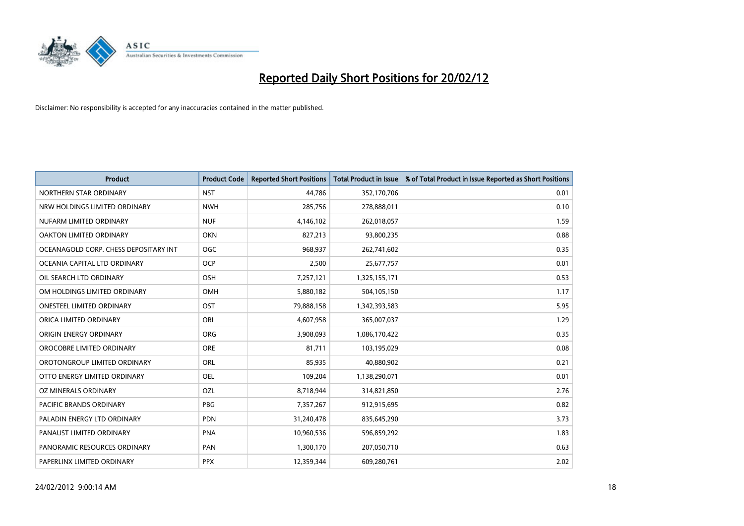# Reported Daily Short Positions for 20/02/12

Disclaimer: No responsibility is accepted for any inaccuracies contained in the matter published.

| Product | Product Code | Reported Short Positions | Total Product in Issue | % of Total Product in Issue Reported as Short Positions |
|---|---|---|---|---|
| NORTHERN STAR ORDINARY | NST | 44,786 | 352,170,706 | 0.01 |
| NRW HOLDINGS LIMITED ORDINARY | NWH | 285,756 | 278,888,011 | 0.10 |
| NUFARM LIMITED ORDINARY | NUF | 4,146,102 | 262,018,057 | 1.59 |
| OAKTON LIMITED ORDINARY | OKN | 827,213 | 93,800,235 | 0.88 |
| OCEANAGOLD CORP. CHESS DEPOSITARY INT | OGC | 968,937 | 262,741,602 | 0.35 |
| OCEANIA CAPITAL LTD ORDINARY | OCP | 2,500 | 25,677,757 | 0.01 |
| OIL SEARCH LTD ORDINARY | OSH | 7,257,121 | 1,325,155,171 | 0.53 |
| OM HOLDINGS LIMITED ORDINARY | OMH | 5,880,182 | 504,105,150 | 1.17 |
| ONESTEEL LIMITED ORDINARY | OST | 79,888,158 | 1,342,393,583 | 5.95 |
| ORICA LIMITED ORDINARY | ORI | 4,607,958 | 365,007,037 | 1.29 |
| ORIGIN ENERGY ORDINARY | ORG | 3,908,093 | 1,086,170,422 | 0.35 |
| OROCOBRE LIMITED ORDINARY | ORE | 81,711 | 103,195,029 | 0.08 |
| OROTONGROUP LIMITED ORDINARY | ORL | 85,935 | 40,880,902 | 0.21 |
| OTTO ENERGY LIMITED ORDINARY | OEL | 109,204 | 1,138,290,071 | 0.01 |
| OZ MINERALS ORDINARY | OZL | 8,718,944 | 314,821,850 | 2.76 |
| PACIFIC BRANDS ORDINARY | PBG | 7,357,267 | 912,915,695 | 0.82 |
| PALADIN ENERGY LTD ORDINARY | PDN | 31,240,478 | 835,645,290 | 3.73 |
| PANAUST LIMITED ORDINARY | PNA | 10,960,536 | 596,859,292 | 1.83 |
| PANORAMIC RESOURCES ORDINARY | PAN | 1,300,170 | 207,050,710 | 0.63 |
| PAPERLINX LIMITED ORDINARY | PPX | 12,359,344 | 609,280,761 | 2.02 |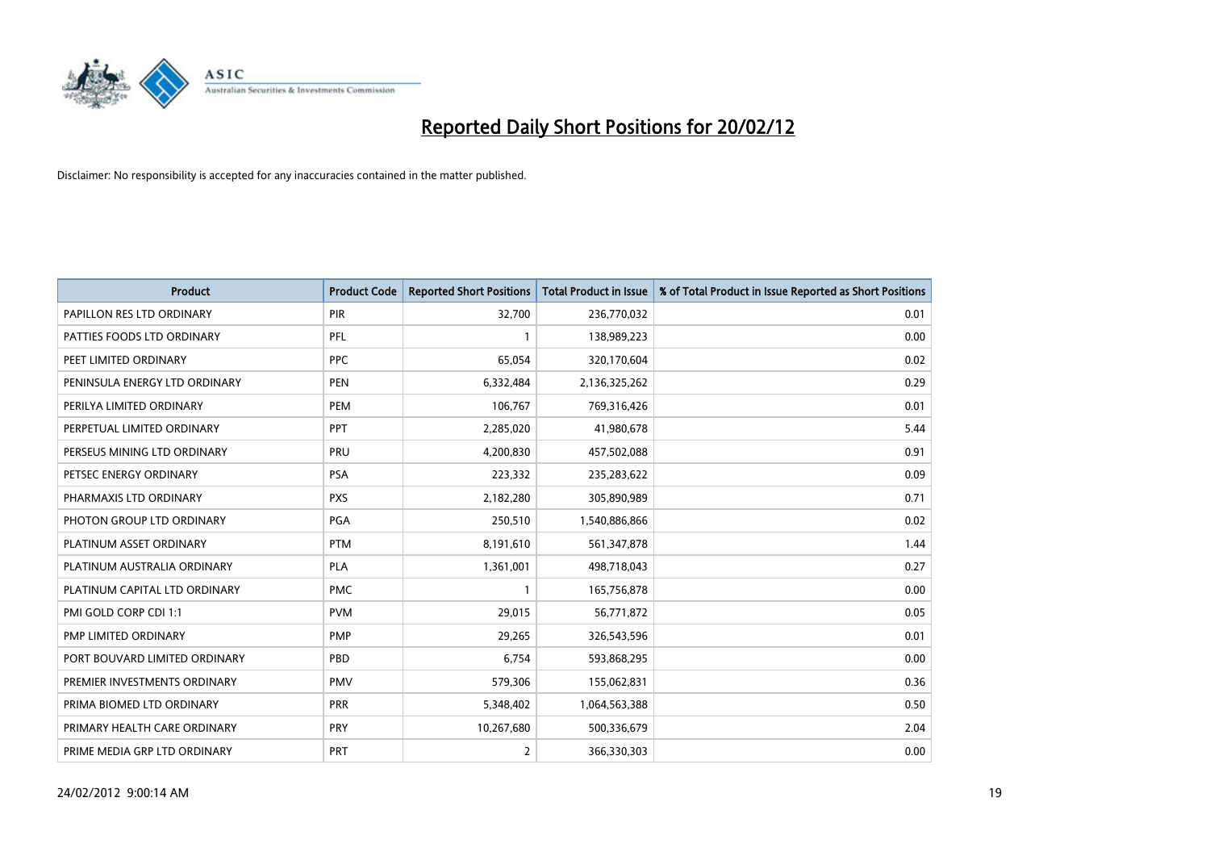# Reported Daily Short Positions for 20/02/12

Disclaimer: No responsibility is accepted for any inaccuracies contained in the matter published.

| Product | Product Code | Reported Short Positions | Total Product in Issue | % of Total Product in Issue Reported as Short Positions |
|---|---|---|---|---|
| PAPILLON RES LTD ORDINARY | PIR | 32,700 | 236,770,032 | 0.01 |
| PATTIES FOODS LTD ORDINARY | PFL | 1 | 138,989,223 | 0.00 |
| PEET LIMITED ORDINARY | PPC | 65,054 | 320,170,604 | 0.02 |
| PENINSULA ENERGY LTD ORDINARY | PEN | 6,332,484 | 2,136,325,262 | 0.29 |
| PERILYA LIMITED ORDINARY | PEM | 106,767 | 769,316,426 | 0.01 |
| PERPETUAL LIMITED ORDINARY | PPT | 2,285,020 | 41,980,678 | 5.44 |
| PERSEUS MINING LTD ORDINARY | PRU | 4,200,830 | 457,502,088 | 0.91 |
| PETSEC ENERGY ORDINARY | PSA | 223,332 | 235,283,622 | 0.09 |
| PHARMAXIS LTD ORDINARY | PXS | 2,182,280 | 305,890,989 | 0.71 |
| PHOTON GROUP LTD ORDINARY | PGA | 250,510 | 1,540,886,866 | 0.02 |
| PLATINUM ASSET ORDINARY | PTM | 8,191,610 | 561,347,878 | 1.44 |
| PLATINUM AUSTRALIA ORDINARY | PLA | 1,361,001 | 498,718,043 | 0.27 |
| PLATINUM CAPITAL LTD ORDINARY | PMC | 1 | 165,756,878 | 0.00 |
| PMI GOLD CORP CDI 1:1 | PVM | 29,015 | 56,771,872 | 0.05 |
| PMP LIMITED ORDINARY | PMP | 29,265 | 326,543,596 | 0.01 |
| PORT BOUVARD LIMITED ORDINARY | PBD | 6,754 | 593,868,295 | 0.00 |
| PREMIER INVESTMENTS ORDINARY | PMV | 579,306 | 155,062,831 | 0.36 |
| PRIMA BIOMED LTD ORDINARY | PRR | 5,348,402 | 1,064,563,388 | 0.50 |
| PRIMARY HEALTH CARE ORDINARY | PRY | 10,267,680 | 500,336,679 | 2.04 |
| PRIME MEDIA GRP LTD ORDINARY | PRT | 2 | 366,330,303 | 0.00 |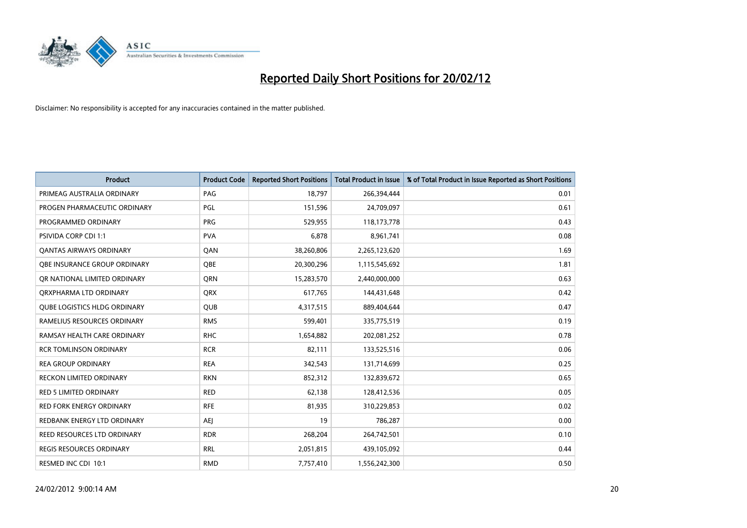# Reported Daily Short Positions for 20/02/12

Disclaimer: No responsibility is accepted for any inaccuracies contained in the matter published.

| Product | Product Code | Reported Short Positions | Total Product in Issue | % of Total Product in Issue Reported as Short Positions |
|---|---|---|---|---|
| PRIMEAG AUSTRALIA ORDINARY | PAG | 18,797 | 266,394,444 | 0.01 |
| PROGEN PHARMACEUTIC ORDINARY | PGL | 151,596 | 24,709,097 | 0.61 |
| PROGRAMMED ORDINARY | PRG | 529,955 | 118,173,778 | 0.43 |
| PSIVIDA CORP CDI 1:1 | PVA | 6,878 | 8,961,741 | 0.08 |
| QANTAS AIRWAYS ORDINARY | QAN | 38,260,806 | 2,265,123,620 | 1.69 |
| QBE INSURANCE GROUP ORDINARY | QBE | 20,300,296 | 1,115,545,692 | 1.81 |
| QR NATIONAL LIMITED ORDINARY | QRN | 15,283,570 | 2,440,000,000 | 0.63 |
| QRXPHARMA LTD ORDINARY | QRX | 617,765 | 144,431,648 | 0.42 |
| QUBE LOGISTICS HLDG ORDINARY | QUB | 4,317,515 | 889,404,644 | 0.47 |
| RAMELIUS RESOURCES ORDINARY | RMS | 599,401 | 335,775,519 | 0.19 |
| RAMSAY HEALTH CARE ORDINARY | RHC | 1,654,882 | 202,081,252 | 0.78 |
| RCR TOMLINSON ORDINARY | RCR | 82,111 | 133,525,516 | 0.06 |
| REA GROUP ORDINARY | REA | 342,543 | 131,714,699 | 0.25 |
| RECKON LIMITED ORDINARY | RKN | 852,312 | 132,839,672 | 0.65 |
| RED 5 LIMITED ORDINARY | RED | 62,138 | 128,412,536 | 0.05 |
| RED FORK ENERGY ORDINARY | RFE | 81,935 | 310,229,853 | 0.02 |
| REDBANK ENERGY LTD ORDINARY | AEJ | 19 | 786,287 | 0.00 |
| REED RESOURCES LTD ORDINARY | RDR | 268,204 | 264,742,501 | 0.10 |
| REGIS RESOURCES ORDINARY | RRL | 2,051,815 | 439,105,092 | 0.44 |
| RESMED INC CDI 10:1 | RMD | 7,757,410 | 1,556,242,300 | 0.50 |

24/02/2012 9:00:14 AM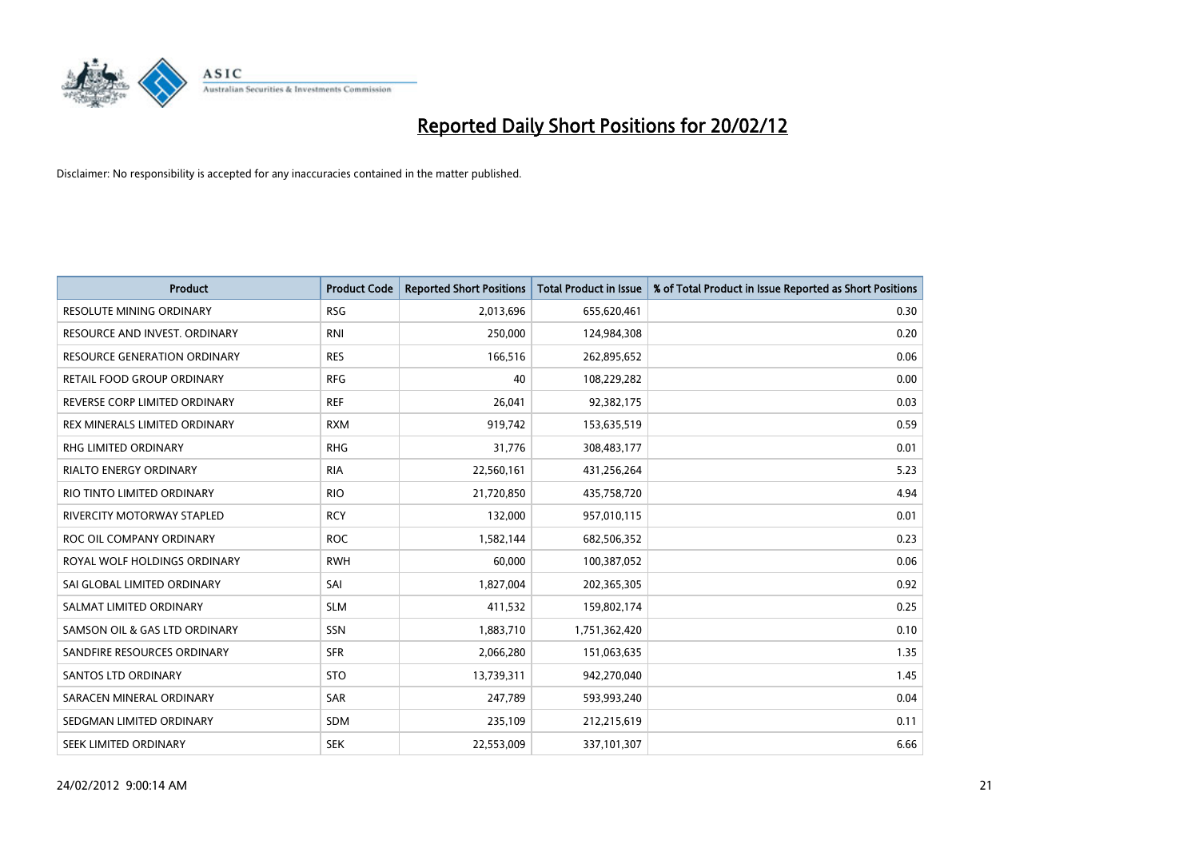# Reported Daily Short Positions for 20/02/12

Disclaimer: No responsibility is accepted for any inaccuracies contained in the matter published.

| Product | Product Code | Reported Short Positions | Total Product in Issue | % of Total Product in Issue Reported as Short Positions |
| --- | --- | --- | --- | --- |
| RESOLUTE MINING ORDINARY | RSG | 2,013,696 | 655,620,461 | 0.30 |
| RESOURCE AND INVEST. ORDINARY | RNI | 250,000 | 124,984,308 | 0.20 |
| RESOURCE GENERATION ORDINARY | RES | 166,516 | 262,895,652 | 0.06 |
| RETAIL FOOD GROUP ORDINARY | RFG | 40 | 108,229,282 | 0.00 |
| REVERSE CORP LIMITED ORDINARY | REF | 26,041 | 92,382,175 | 0.03 |
| REX MINERALS LIMITED ORDINARY | RXM | 919,742 | 153,635,519 | 0.59 |
| RHG LIMITED ORDINARY | RHG | 31,776 | 308,483,177 | 0.01 |
| RIALTO ENERGY ORDINARY | RIA | 22,560,161 | 431,256,264 | 5.23 |
| RIO TINTO LIMITED ORDINARY | RIO | 21,720,850 | 435,758,720 | 4.94 |
| RIVERCITY MOTORWAY STAPLED | RCY | 132,000 | 957,010,115 | 0.01 |
| ROC OIL COMPANY ORDINARY | ROC | 1,582,144 | 682,506,352 | 0.23 |
| ROYAL WOLF HOLDINGS ORDINARY | RWH | 60,000 | 100,387,052 | 0.06 |
| SAI GLOBAL LIMITED ORDINARY | SAI | 1,827,004 | 202,365,305 | 0.92 |
| SALMAT LIMITED ORDINARY | SLM | 411,532 | 159,802,174 | 0.25 |
| SAMSON OIL & GAS LTD ORDINARY | SSN | 1,883,710 | 1,751,362,420 | 0.10 |
| SANDFIRE RESOURCES ORDINARY | SFR | 2,066,280 | 151,063,635 | 1.35 |
| SANTOS LTD ORDINARY | STO | 13,739,311 | 942,270,040 | 1.45 |
| SARACEN MINERAL ORDINARY | SAR | 247,789 | 593,993,240 | 0.04 |
| SEDGMAN LIMITED ORDINARY | SDM | 235,109 | 212,215,619 | 0.11 |
| SEEK LIMITED ORDINARY | SEK | 22,553,009 | 337,101,307 | 6.66 |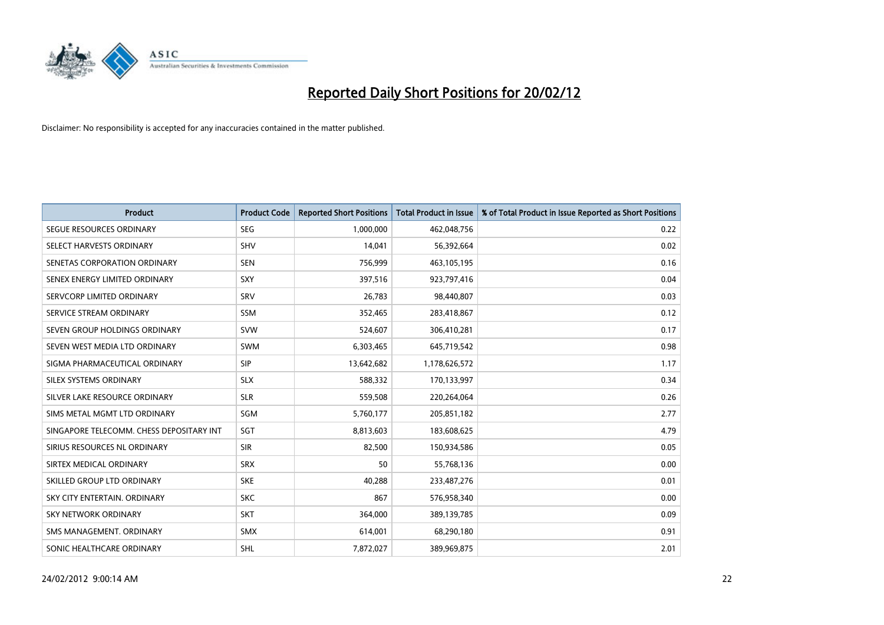# Reported Daily Short Positions for 20/02/12

Disclaimer: No responsibility is accepted for any inaccuracies contained in the matter published.

| Product | Product Code | Reported Short Positions | Total Product in Issue | % of Total Product in Issue Reported as Short Positions |
| --- | --- | --- | --- | --- |
| SEGUE RESOURCES ORDINARY | SEG | 1,000,000 | 462,048,756 | 0.22 |
| SELECT HARVESTS ORDINARY | SHV | 14,041 | 56,392,664 | 0.02 |
| SENETAS CORPORATION ORDINARY | SEN | 756,999 | 463,105,195 | 0.16 |
| SENEX ENERGY LIMITED ORDINARY | SXY | 397,516 | 923,797,416 | 0.04 |
| SERVCORP LIMITED ORDINARY | SRV | 26,783 | 98,440,807 | 0.03 |
| SERVICE STREAM ORDINARY | SSM | 352,465 | 283,418,867 | 0.12 |
| SEVEN GROUP HOLDINGS ORDINARY | SVW | 524,607 | 306,410,281 | 0.17 |
| SEVEN WEST MEDIA LTD ORDINARY | SWM | 6,303,465 | 645,719,542 | 0.98 |
| SIGMA PHARMACEUTICAL ORDINARY | SIP | 13,642,682 | 1,178,626,572 | 1.17 |
| SILEX SYSTEMS ORDINARY | SLX | 588,332 | 170,133,997 | 0.34 |
| SILVER LAKE RESOURCE ORDINARY | SLR | 559,508 | 220,264,064 | 0.26 |
| SIMS METAL MGMT LTD ORDINARY | SGM | 5,760,177 | 205,851,182 | 2.77 |
| SINGAPORE TELECOMM. CHESS DEPOSITARY INT | SGT | 8,813,603 | 183,608,625 | 4.79 |
| SIRIUS RESOURCES NL ORDINARY | SIR | 82,500 | 150,934,586 | 0.05 |
| SIRTEX MEDICAL ORDINARY | SRX | 50 | 55,768,136 | 0.00 |
| SKILLED GROUP LTD ORDINARY | SKE | 40,288 | 233,487,276 | 0.01 |
| SKY CITY ENTERTAIN. ORDINARY | SKC | 867 | 576,958,340 | 0.00 |
| SKY NETWORK ORDINARY | SKT | 364,000 | 389,139,785 | 0.09 |
| SMS MANAGEMENT. ORDINARY | SMX | 614,001 | 68,290,180 | 0.91 |
| SONIC HEALTHCARE ORDINARY | SHL | 7,872,027 | 389,969,875 | 2.01 |

24/02/2012 9:00:14 AM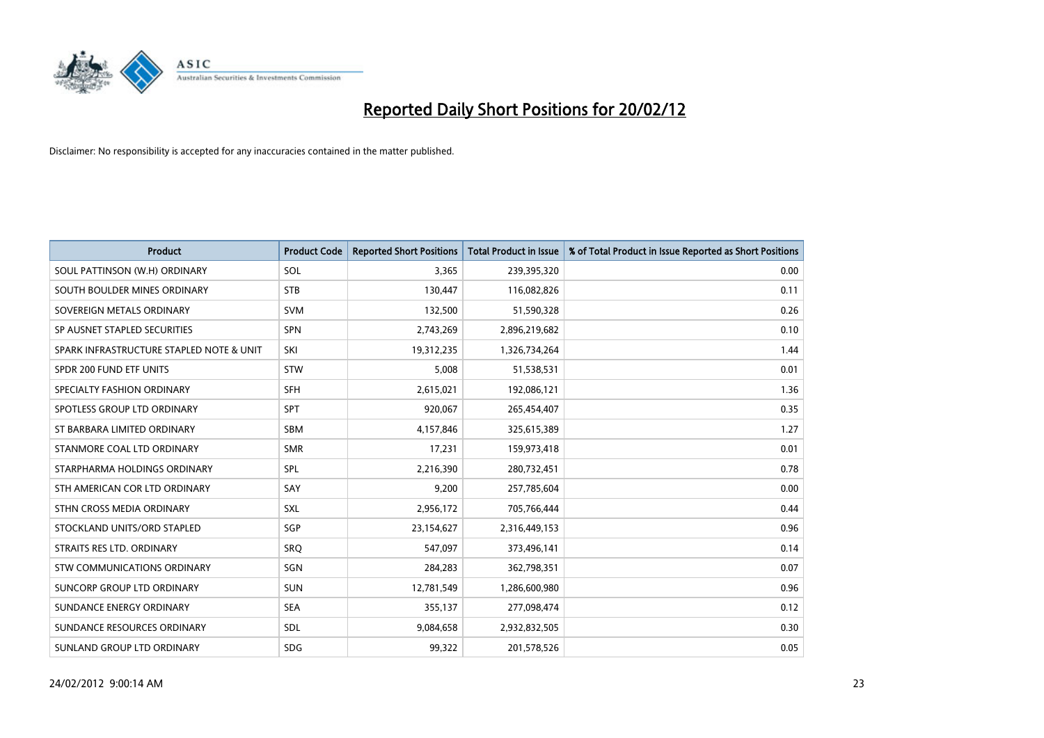# Reported Daily Short Positions for 20/02/12

Disclaimer: No responsibility is accepted for any inaccuracies contained in the matter published.

| Product | Product Code | Reported Short Positions | Total Product in Issue | % of Total Product in Issue Reported as Short Positions |
|---|---|---|---|---|
| SOUL PATTINSON (W.H) ORDINARY | SOL | 3,365 | 239,395,320 | 0.00 |
| SOUTH BOULDER MINES ORDINARY | STB | 130,447 | 116,082,826 | 0.11 |
| SOVEREIGN METALS ORDINARY | SVM | 132,500 | 51,590,328 | 0.26 |
| SP AUSNET STAPLED SECURITIES | SPN | 2,743,269 | 2,896,219,682 | 0.10 |
| SPARK INFRASTRUCTURE STAPLED NOTE & UNIT | SKI | 19,312,235 | 1,326,734,264 | 1.44 |
| SPDR 200 FUND ETF UNITS | STW | 5,008 | 51,538,531 | 0.01 |
| SPECIALTY FASHION ORDINARY | SFH | 2,615,021 | 192,086,121 | 1.36 |
| SPOTLESS GROUP LTD ORDINARY | SPT | 920,067 | 265,454,407 | 0.35 |
| ST BARBARA LIMITED ORDINARY | SBM | 4,157,846 | 325,615,389 | 1.27 |
| STANMORE COAL LTD ORDINARY | SMR | 17,231 | 159,973,418 | 0.01 |
| STARPHARMA HOLDINGS ORDINARY | SPL | 2,216,390 | 280,732,451 | 0.78 |
| STH AMERICAN COR LTD ORDINARY | SAY | 9,200 | 257,785,604 | 0.00 |
| STHN CROSS MEDIA ORDINARY | SXL | 2,956,172 | 705,766,444 | 0.44 |
| STOCKLAND UNITS/ORD STAPLED | SGP | 23,154,627 | 2,316,449,153 | 0.96 |
| STRAITS RES LTD. ORDINARY | SRQ | 547,097 | 373,496,141 | 0.14 |
| STW COMMUNICATIONS ORDINARY | SGN | 284,283 | 362,798,351 | 0.07 |
| SUNCORP GROUP LTD ORDINARY | SUN | 12,781,549 | 1,286,600,980 | 0.96 |
| SUNDANCE ENERGY ORDINARY | SEA | 355,137 | 277,098,474 | 0.12 |
| SUNDANCE RESOURCES ORDINARY | SDL | 9,084,658 | 2,932,832,505 | 0.30 |
| SUNLAND GROUP LTD ORDINARY | SDG | 99,322 | 201,578,526 | 0.05 |

24/02/2012 9:00:14 AM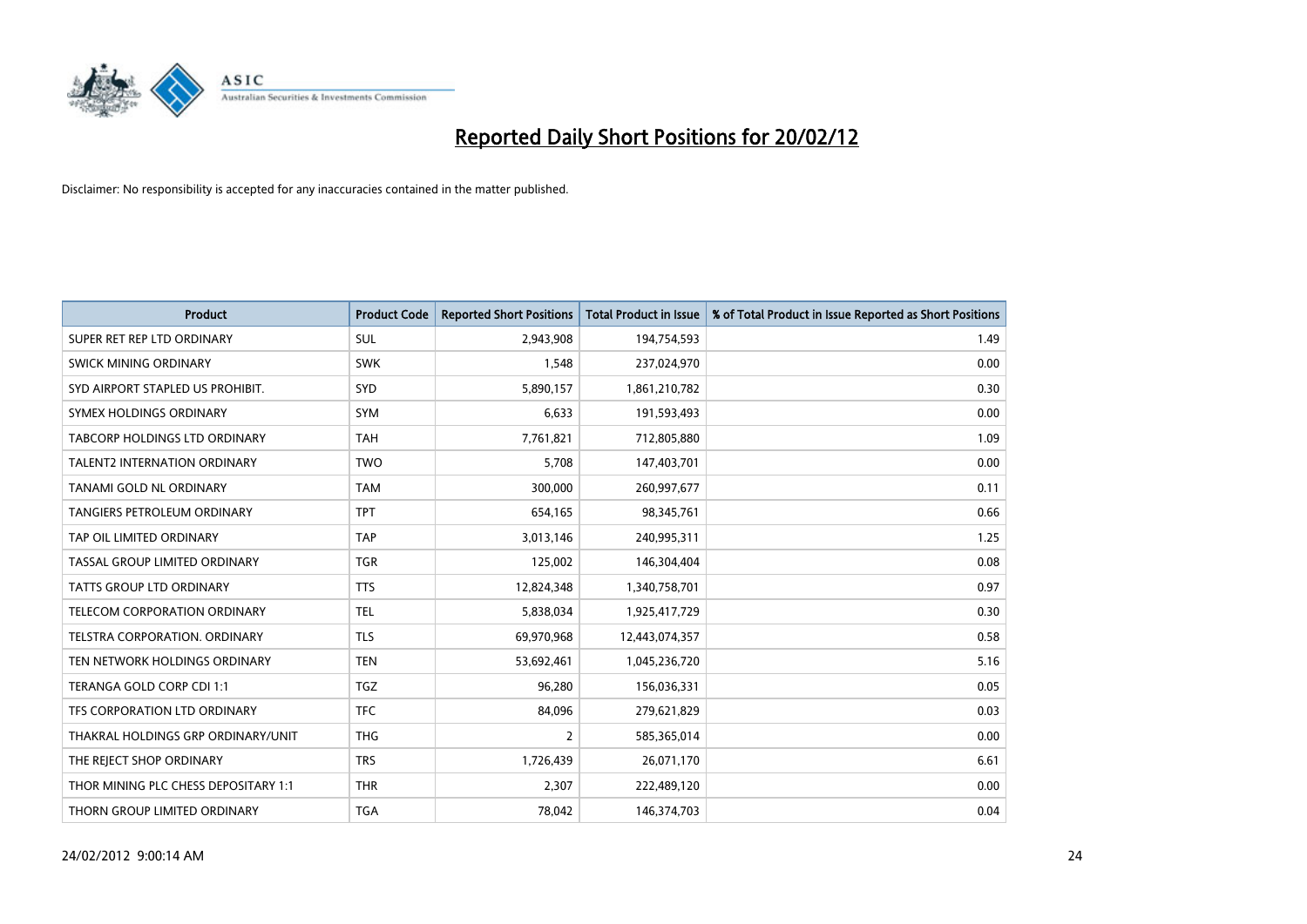# Reported Daily Short Positions for 20/02/12

Disclaimer: No responsibility is accepted for any inaccuracies contained in the matter published.

| Product | Product Code | Reported Short Positions | Total Product in Issue | % of Total Product in Issue Reported as Short Positions |
|---|---|---|---|---|
| SUPER RET REP LTD ORDINARY | SUL | 2,943,908 | 194,754,593 | 1.49 |
| SWICK MINING ORDINARY | SWK | 1,548 | 237,024,970 | 0.00 |
| SYD AIRPORT STAPLED US PROHIBIT. | SYD | 5,890,157 | 1,861,210,782 | 0.30 |
| SYMEX HOLDINGS ORDINARY | SYM | 6,633 | 191,593,493 | 0.00 |
| TABCORP HOLDINGS LTD ORDINARY | TAH | 7,761,821 | 712,805,880 | 1.09 |
| TALENT2 INTERNATION ORDINARY | TWO | 5,708 | 147,403,701 | 0.00 |
| TANAMI GOLD NL ORDINARY | TAM | 300,000 | 260,997,677 | 0.11 |
| TANGIERS PETROLEUM ORDINARY | TPT | 654,165 | 98,345,761 | 0.66 |
| TAP OIL LIMITED ORDINARY | TAP | 3,013,146 | 240,995,311 | 1.25 |
| TASSAL GROUP LIMITED ORDINARY | TGR | 125,002 | 146,304,404 | 0.08 |
| TATTS GROUP LTD ORDINARY | TTS | 12,824,348 | 1,340,758,701 | 0.97 |
| TELECOM CORPORATION ORDINARY | TEL | 5,838,034 | 1,925,417,729 | 0.30 |
| TELSTRA CORPORATION. ORDINARY | TLS | 69,970,968 | 12,443,074,357 | 0.58 |
| TEN NETWORK HOLDINGS ORDINARY | TEN | 53,692,461 | 1,045,236,720 | 5.16 |
| TERANGA GOLD CORP CDI 1:1 | TGZ | 96,280 | 156,036,331 | 0.05 |
| TFS CORPORATION LTD ORDINARY | TFC | 84,096 | 279,621,829 | 0.03 |
| THAKRAL HOLDINGS GRP ORDINARY/UNIT | THG | 2 | 585,365,014 | 0.00 |
| THE REJECT SHOP ORDINARY | TRS | 1,726,439 | 26,071,170 | 6.61 |
| THOR MINING PLC CHESS DEPOSITARY 1:1 | THR | 2,307 | 222,489,120 | 0.00 |
| THORN GROUP LIMITED ORDINARY | TGA | 78,042 | 146,374,703 | 0.04 |

24/02/2012 9:00:14 AM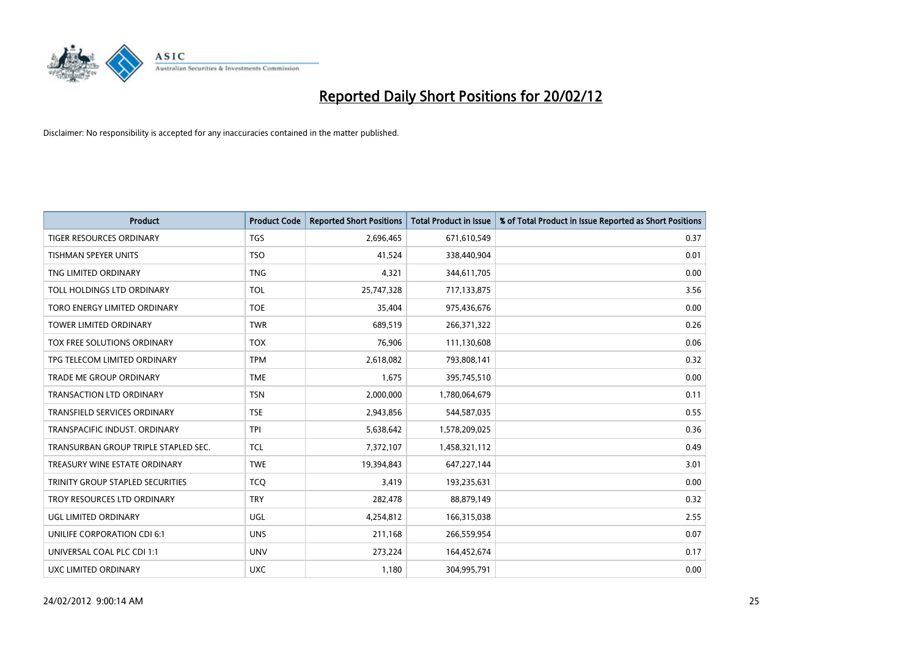# Reported Daily Short Positions for 20/02/12

Disclaimer: No responsibility is accepted for any inaccuracies contained in the matter published.

| Product | Product Code | Reported Short Positions | Total Product in Issue | % of Total Product in Issue Reported as Short Positions |
|---|---|---|---|---|
| TIGER RESOURCES ORDINARY | TGS | 2,696,465 | 671,610,549 | 0.37 |
| TISHMAN SPEYER UNITS | TSO | 41,524 | 338,440,904 | 0.01 |
| TNG LIMITED ORDINARY | TNG | 4,321 | 344,611,705 | 0.00 |
| TOLL HOLDINGS LTD ORDINARY | TOL | 25,747,328 | 717,133,875 | 3.56 |
| TORO ENERGY LIMITED ORDINARY | TOE | 35,404 | 975,436,676 | 0.00 |
| TOWER LIMITED ORDINARY | TWR | 689,519 | 266,371,322 | 0.26 |
| TOX FREE SOLUTIONS ORDINARY | TOX | 76,906 | 111,130,608 | 0.06 |
| TPG TELECOM LIMITED ORDINARY | TPM | 2,618,082 | 793,808,141 | 0.32 |
| TRADE ME GROUP ORDINARY | TME | 1,675 | 395,745,510 | 0.00 |
| TRANSACTION LTD ORDINARY | TSN | 2,000,000 | 1,780,064,679 | 0.11 |
| TRANSFIELD SERVICES ORDINARY | TSE | 2,943,856 | 544,587,035 | 0.55 |
| TRANSPACIFIC INDUST. ORDINARY | TPI | 5,638,642 | 1,578,209,025 | 0.36 |
| TRANSURBAN GROUP TRIPLE STAPLED SEC. | TCL | 7,372,107 | 1,458,321,112 | 0.49 |
| TREASURY WINE ESTATE ORDINARY | TWE | 19,394,843 | 647,227,144 | 3.01 |
| TRINITY GROUP STAPLED SECURITIES | TCQ | 3,419 | 193,235,631 | 0.00 |
| TROY RESOURCES LTD ORDINARY | TRY | 282,478 | 88,879,149 | 0.32 |
| UGL LIMITED ORDINARY | UGL | 4,254,812 | 166,315,038 | 2.55 |
| UNILIFE CORPORATION CDI 6:1 | UNS | 211,168 | 266,559,954 | 0.07 |
| UNIVERSAL COAL PLC CDI 1:1 | UNV | 273,224 | 164,452,674 | 0.17 |
| UXC LIMITED ORDINARY | UXC | 1,180 | 304,995,791 | 0.00 |

24/02/2012 9:00:14 AM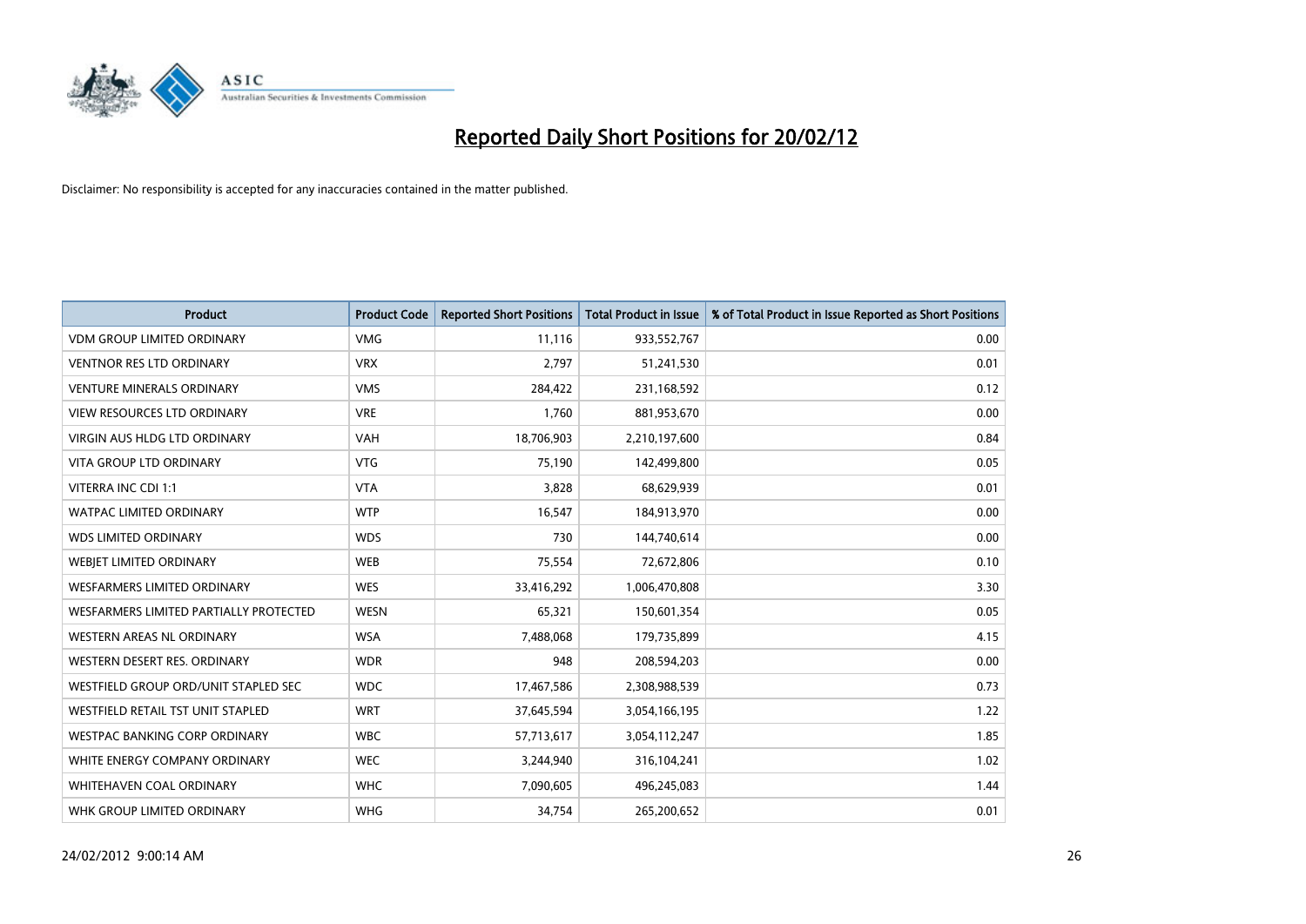# Reported Daily Short Positions for 20/02/12

Disclaimer: No responsibility is accepted for any inaccuracies contained in the matter published.

| Product | Product Code | Reported Short Positions | Total Product in Issue | % of Total Product in Issue Reported as Short Positions |
|---|---|---|---|---|
| VDM GROUP LIMITED ORDINARY | VMG | 11,116 | 933,552,767 | 0.00 |
| VENTNOR RES LTD ORDINARY | VRX | 2,797 | 51,241,530 | 0.01 |
| VENTURE MINERALS ORDINARY | VMS | 284,422 | 231,168,592 | 0.12 |
| VIEW RESOURCES LTD ORDINARY | VRE | 1,760 | 881,953,670 | 0.00 |
| VIRGIN AUS HLDG LTD ORDINARY | VAH | 18,706,903 | 2,210,197,600 | 0.84 |
| VITA GROUP LTD ORDINARY | VTG | 75,190 | 142,499,800 | 0.05 |
| VITERRA INC CDI 1:1 | VTA | 3,828 | 68,629,939 | 0.01 |
| WATPAC LIMITED ORDINARY | WTP | 16,547 | 184,913,970 | 0.00 |
| WDS LIMITED ORDINARY | WDS | 730 | 144,740,614 | 0.00 |
| WEBJET LIMITED ORDINARY | WEB | 75,554 | 72,672,806 | 0.10 |
| WESFARMERS LIMITED ORDINARY | WES | 33,416,292 | 1,006,470,808 | 3.30 |
| WESFARMERS LIMITED PARTIALLY PROTECTED | WESN | 65,321 | 150,601,354 | 0.05 |
| WESTERN AREAS NL ORDINARY | WSA | 7,488,068 | 179,735,899 | 4.15 |
| WESTERN DESERT RES. ORDINARY | WDR | 948 | 208,594,203 | 0.00 |
| WESTFIELD GROUP ORD/UNIT STAPLED SEC | WDC | 17,467,586 | 2,308,988,539 | 0.73 |
| WESTFIELD RETAIL TST UNIT STAPLED | WRT | 37,645,594 | 3,054,166,195 | 1.22 |
| WESTPAC BANKING CORP ORDINARY | WBC | 57,713,617 | 3,054,112,247 | 1.85 |
| WHITE ENERGY COMPANY ORDINARY | WEC | 3,244,940 | 316,104,241 | 1.02 |
| WHITEHAVEN COAL ORDINARY | WHC | 7,090,605 | 496,245,083 | 1.44 |
| WHK GROUP LIMITED ORDINARY | WHG | 34,754 | 265,200,652 | 0.01 |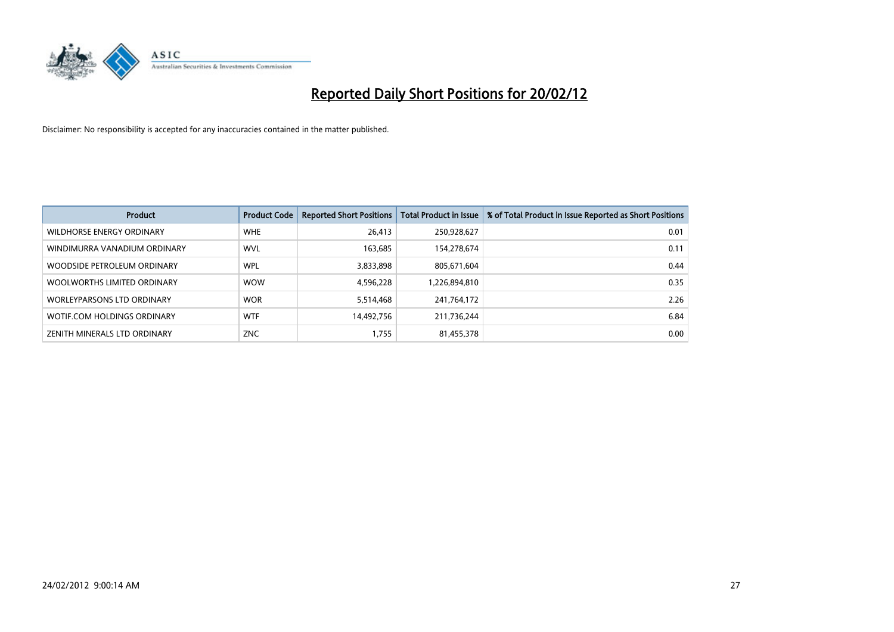# Reported Daily Short Positions for 20/02/12

Disclaimer: No responsibility is accepted for any inaccuracies contained in the matter published.

| Product | Product Code | Reported Short Positions | Total Product in Issue | % of Total Product in Issue Reported as Short Positions |
|---|---|---|---|---|
| WILDHORSE ENERGY ORDINARY | WHE | 26,413 | 250,928,627 | 0.01 |
| WINDIMURRA VANADIUM ORDINARY | WVL | 163,685 | 154,278,674 | 0.11 |
| WOODSIDE PETROLEUM ORDINARY | WPL | 3,833,898 | 805,671,604 | 0.44 |
| WOOLWORTHS LIMITED ORDINARY | WOW | 4,596,228 | 1,226,894,810 | 0.35 |
| WORLEYPARSONS LTD ORDINARY | WOR | 5,514,468 | 241,764,172 | 2.26 |
| WOTIF.COM HOLDINGS ORDINARY | WTF | 14,492,756 | 211,736,244 | 6.84 |
| ZENITH MINERALS LTD ORDINARY | ZNC | 1,755 | 81,455,378 | 0.00 |

24/02/2012 9:00:14 AM